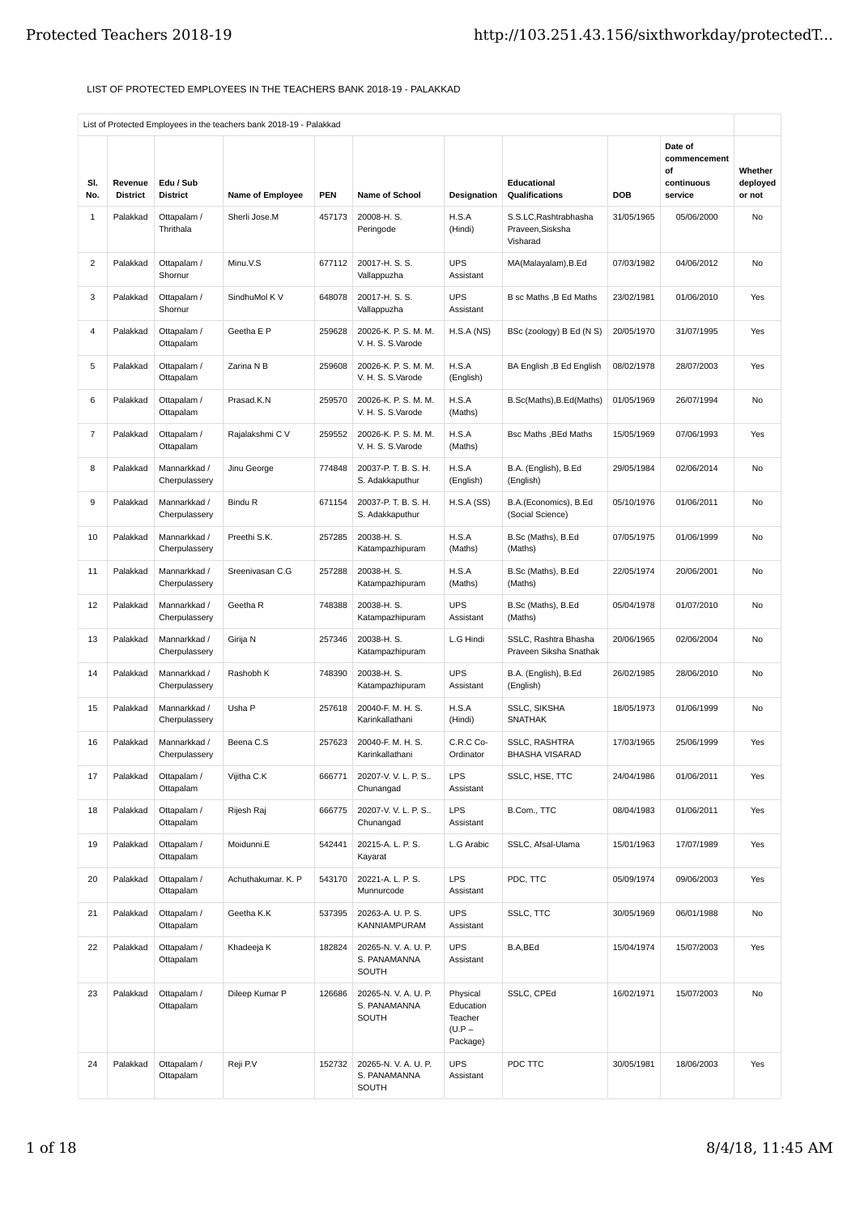LIST OF PROTECTED EMPLOYEES IN THE TEACHERS BANK 2018-19 - PALAKKAD

List of Protected Employees in the teachers bank 2018-19 - Palakkad

| Sl. No. | Revenue District | Edu / Sub District | Name of Employee | PEN | Name of School | Designation | Educational Qualifications | DOB | Date of commencement of continuous service | Whether deployed or not |
|---|---|---|---|---|---|---|---|---|---|---|
| 1 | Palakkad | Ottapalam / Thrithala | Sherli Jose.M | 457173 | 20008-H. S. Peringode | H.S.A (Hindi) | S.S.LC,Rashtrabhasha Praveen,Sisksha Visharad | 31/05/1965 | 05/06/2000 | No |
| 2 | Palakkad | Ottapalam / Shornur | Minu.V.S | 677112 | 20017-H. S. S. Vallappuzha | UPS Assistant | MA(Malayalam),B.Ed | 07/03/1982 | 04/06/2012 | No |
| 3 | Palakkad | Ottapalam / Shornur | SindhuMol K V | 648078 | 20017-H. S. S. Vallappuzha | UPS Assistant | B sc Maths ,B Ed Maths | 23/02/1981 | 01/06/2010 | Yes |
| 4 | Palakkad | Ottapalam / Ottapalam | Geetha E P | 259628 | 20026-K. P. S. M. M. V. H. S. S.Varode | H.S.A (NS) | BSc (zoology) B Ed (N S) | 20/05/1970 | 31/07/1995 | Yes |
| 5 | Palakkad | Ottapalam / Ottapalam | Zarina N B | 259608 | 20026-K. P. S. M. M. V. H. S. S.Varode | H.S.A (English) | BA English ,B Ed English | 08/02/1978 | 28/07/2003 | Yes |
| 6 | Palakkad | Ottapalam / Ottapalam | Prasad.K.N | 259570 | 20026-K. P. S. M. M. V. H. S. S.Varode | H.S.A (Maths) | B.Sc(Maths),B.Ed(Maths) | 01/05/1969 | 26/07/1994 | No |
| 7 | Palakkad | Ottapalam / Ottapalam | Rajalakshmi C V | 259552 | 20026-K. P. S. M. M. V. H. S. S.Varode | H.S.A (Maths) | Bsc Maths ,BEd Maths | 15/05/1969 | 07/06/1993 | Yes |
| 8 | Palakkad | Mannarkkad / Cherpulassery | Jinu George | 774848 | 20037-P. T. B. S. H. S. Adakkaputhur | H.S.A (English) | B.A. (English), B.Ed (English) | 29/05/1984 | 02/06/2014 | No |
| 9 | Palakkad | Mannarkkad / Cherpulassery | Bindu R | 671154 | 20037-P. T. B. S. H. S. Adakkaputhur | H.S.A (SS) | B.A.(Economics), B.Ed (Social Science) | 05/10/1976 | 01/06/2011 | No |
| 10 | Palakkad | Mannarkkad / Cherpulassery | Preethi S.K. | 257285 | 20038-H. S. Katampazhipuram | H.S.A (Maths) | B.Sc (Maths), B.Ed (Maths) | 07/05/1975 | 01/06/1999 | No |
| 11 | Palakkad | Mannarkkad / Cherpulassery | Sreenivasan C.G | 257288 | 20038-H. S. Katampazhipuram | H.S.A (Maths) | B.Sc (Maths), B.Ed (Maths) | 22/05/1974 | 20/06/2001 | No |
| 12 | Palakkad | Mannarkkad / Cherpulassery | Geetha R | 748388 | 20038-H. S. Katampazhipuram | UPS Assistant | B.Sc (Maths), B.Ed (Maths) | 05/04/1978 | 01/07/2010 | No |
| 13 | Palakkad | Mannarkkad / Cherpulassery | Girija N | 257346 | 20038-H. S. Katampazhipuram | L.G Hindi | SSLC, Rashtra Bhasha Praveen Siksha Snathak | 20/06/1965 | 02/06/2004 | No |
| 14 | Palakkad | Mannarkkad / Cherpulassery | Rashobh K | 748390 | 20038-H. S. Katampazhipuram | UPS Assistant | B.A. (English), B.Ed (English) | 26/02/1985 | 28/06/2010 | No |
| 15 | Palakkad | Mannarkkad / Cherpulassery | Usha P | 257618 | 20040-F. M. H. S. Karinkallathani | H.S.A (Hindi) | SSLC, SIKSHA SNATHAK | 18/05/1973 | 01/06/1999 | No |
| 16 | Palakkad | Mannarkkad / Cherpulassery | Beena C.S | 257623 | 20040-F. M. H. S. Karinkallathani | C.R.C Co-Ordinator | SSLC, RASHTRA BHASHA VISARAD | 17/03/1965 | 25/06/1999 | Yes |
| 17 | Palakkad | Ottapalam / Ottapalam | Vijitha C.K | 666771 | 20207-V. V. L. P. S.. Chunangad | LPS Assistant | SSLC, HSE, TTC | 24/04/1986 | 01/06/2011 | Yes |
| 18 | Palakkad | Ottapalam / Ottapalam | Rijesh Raj | 666775 | 20207-V. V. L. P. S.. Chunangad | LPS Assistant | B.Com., TTC | 08/04/1983 | 01/06/2011 | Yes |
| 19 | Palakkad | Ottapalam / Ottapalam | Moidunni.E | 542441 | 20215-A. L. P. S. Kayarat | L.G Arabic | SSLC, Afsal-Ulama | 15/01/1963 | 17/07/1989 | Yes |
| 20 | Palakkad | Ottapalam / Ottapalam | Achuthakumar. K. P | 543170 | 20221-A. L. P. S. Munnurcode | LPS Assistant | PDC, TTC | 05/09/1974 | 09/06/2003 | Yes |
| 21 | Palakkad | Ottapalam / Ottapalam | Geetha K.K | 537395 | 20263-A. U. P. S. KANNIAMPURAM | UPS Assistant | SSLC, TTC | 30/05/1969 | 06/01/1988 | No |
| 22 | Palakkad | Ottapalam / Ottapalam | Khadeeja K | 182824 | 20265-N. V. A. U. P. S. PANAMANNA SOUTH | UPS Assistant | B.A,BEd | 15/04/1974 | 15/07/2003 | Yes |
| 23 | Palakkad | Ottapalam / Ottapalam | Dileep Kumar P | 126686 | 20265-N. V. A. U. P. S. PANAMANNA SOUTH | Physical Education Teacher (U.P – Package) | SSLC, CPEd | 16/02/1971 | 15/07/2003 | No |
| 24 | Palakkad | Ottapalam / Ottapalam | Reji P.V | 152732 | 20265-N. V. A. U. P. S. PANAMANNA SOUTH | UPS Assistant | PDC TTC | 30/05/1981 | 18/06/2003 | Yes |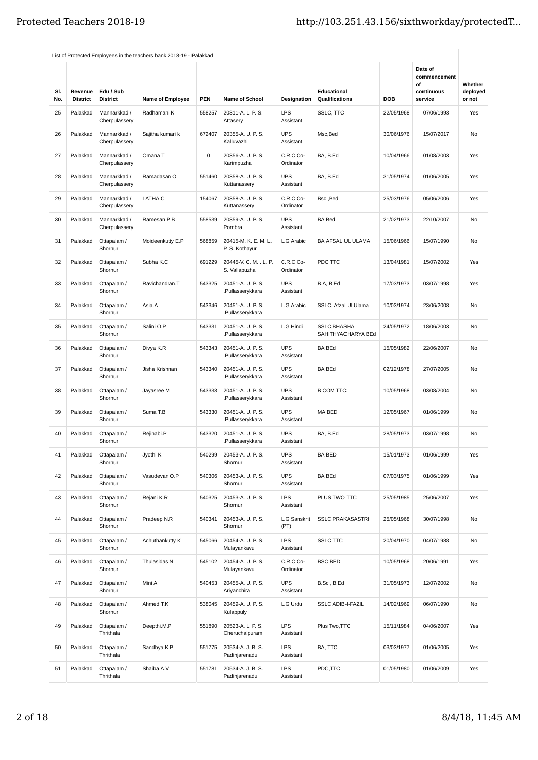List of Protected Employees in the teachers bank 2018-19 - Palakkad

| Sl. No. | Revenue District | Edu / Sub District | Name of Employee | PEN | Name of School | Designation | Educational Qualifications | DOB | Date of commencement of continuous service | Whether deployed or not |
|---|---|---|---|---|---|---|---|---|---|---|
| 25 | Palakkad | Mannarkkad / Cherpulassery | Radhamani K | 558257 | 20311-A. L. P. S. Attasery | LPS Assistant | SSLC, TTC | 22/05/1968 | 07/06/1993 | Yes |
| 26 | Palakkad | Mannarkkad / Cherpulassery | Sajitha kumari k | 672407 | 20355-A. U. P. S. Kalluvazhi | UPS Assistant | Msc,Bed | 30/06/1976 | 15/07/2017 | No |
| 27 | Palakkad | Mannarkkad / Cherpulassery | Omana T | 0 | 20356-A. U. P. S. Karimpuzha | C.R.C Co-Ordinator | BA, B.Ed | 10/04/1966 | 01/08/2003 | Yes |
| 28 | Palakkad | Mannarkkad / Cherpulassery | Ramadasan O | 551460 | 20358-A. U. P. S. Kuttanassery | UPS Assistant | BA, B.Ed | 31/05/1974 | 01/06/2005 | Yes |
| 29 | Palakkad | Mannarkkad / Cherpulassery | LATHA C | 154067 | 20358-A. U. P. S. Kuttanassery | C.R.C Co-Ordinator | Bsc ,Bed | 25/03/1976 | 05/06/2006 | Yes |
| 30 | Palakkad | Mannarkkad / Cherpulassery | Ramesan P B | 558539 | 20359-A. U. P. S. Pombra | UPS Assistant | BA Bed | 21/02/1973 | 22/10/2007 | No |
| 31 | Palakkad | Ottapalam / Shornur | Moideenkutty E.P | 568859 | 20415-M. K. E. M. L. P. S. Kothayur | L.G Arabic | BA AFSAL UL ULAMA | 15/06/1966 | 15/07/1990 | No |
| 32 | Palakkad | Ottapalam / Shornur | Subha K.C | 691229 | 20445-V. C. M. . L. P. S. Vallapuzha | C.R.C Co-Ordinator | PDC TTC | 13/04/1981 | 15/07/2002 | Yes |
| 33 | Palakkad | Ottapalam / Shornur | Ravichandran.T | 543325 | 20451-A. U. P. S. .Pullasserykkara | UPS Assistant | B.A, B.Ed | 17/03/1973 | 03/07/1998 | Yes |
| 34 | Palakkad | Ottapalam / Shornur | Asia.A | 543346 | 20451-A. U. P. S. .Pullasserykkara | L.G Arabic | SSLC, Afzal Ul Ulama | 10/03/1974 | 23/06/2008 | No |
| 35 | Palakkad | Ottapalam / Shornur | Salini O.P | 543331 | 20451-A. U. P. S. .Pullasserykkara | L.G Hindi | SSLC,BHASHA SAHITHYACHARYA BEd | 24/05/1972 | 18/06/2003 | No |
| 36 | Palakkad | Ottapalam / Shornur | Divya K.R | 543343 | 20451-A. U. P. S. .Pullasserykkara | UPS Assistant | BA BEd | 15/05/1982 | 22/06/2007 | No |
| 37 | Palakkad | Ottapalam / Shornur | Jisha Krishnan | 543340 | 20451-A. U. P. S. .Pullasserykkara | UPS Assistant | BA BEd | 02/12/1978 | 27/07/2005 | No |
| 38 | Palakkad | Ottapalam / Shornur | Jayasree M | 543333 | 20451-A. U. P. S. .Pullasserykkara | UPS Assistant | B COM TTC | 10/05/1968 | 03/08/2004 | No |
| 39 | Palakkad | Ottapalam / Shornur | Suma T.B | 543330 | 20451-A. U. P. S. .Pullasserykkara | UPS Assistant | MA BED | 12/05/1967 | 01/06/1999 | No |
| 40 | Palakkad | Ottapalam / Shornur | Rejinabi.P | 543320 | 20451-A. U. P. S. .Pullasserykkara | UPS Assistant | BA, B.Ed | 28/05/1973 | 03/07/1998 | No |
| 41 | Palakkad | Ottapalam / Shornur | Jyothi K | 540299 | 20453-A. U. P. S. Shornur | UPS Assistant | BA BED | 15/01/1973 | 01/06/1999 | Yes |
| 42 | Palakkad | Ottapalam / Shornur | Vasudevan O.P | 540306 | 20453-A. U. P. S. Shornur | UPS Assistant | BA BEd | 07/03/1975 | 01/06/1999 | Yes |
| 43 | Palakkad | Ottapalam / Shornur | Rejani K.R | 540325 | 20453-A. U. P. S. Shornur | LPS Assistant | PLUS TWO TTC | 25/05/1985 | 25/06/2007 | Yes |
| 44 | Palakkad | Ottapalam / Shornur | Pradeep N.R | 540341 | 20453-A. U. P. S. Shornur | L.G Sanskrit (PT) | SSLC PRAKASASTRI | 25/05/1968 | 30/07/1998 | No |
| 45 | Palakkad | Ottapalam / Shornur | Achuthankutty K | 545066 | 20454-A. U. P. S. Mulayankavu | LPS Assistant | SSLC TTC | 20/04/1970 | 04/07/1988 | No |
| 46 | Palakkad | Ottapalam / Shornur | Thulasidas N | 545102 | 20454-A. U. P. S. Mulayankavu | C.R.C Co-Ordinator | BSC BED | 10/05/1968 | 20/06/1991 | Yes |
| 47 | Palakkad | Ottapalam / Shornur | Mini A | 540453 | 20455-A. U. P. S. Ariyanchira | UPS Assistant | B.Sc , B.Ed | 31/05/1973 | 12/07/2002 | No |
| 48 | Palakkad | Ottapalam / Shornur | Ahmed T.K | 538045 | 20459-A. U. P. S. Kulappuly | L.G Urdu | SSLC ADIB-I-FAZIL | 14/02/1969 | 06/07/1990 | No |
| 49 | Palakkad | Ottapalam / Thrithala | Deepthi.M.P | 551890 | 20523-A. L. P. S. Cheruchalpuram | LPS Assistant | Plus Two,TTC | 15/11/1984 | 04/06/2007 | Yes |
| 50 | Palakkad | Ottapalam / Thrithala | Sandhya.K.P | 551775 | 20534-A. J. B. S. Padinjarenadu | LPS Assistant | BA, TTC | 03/03/1977 | 01/06/2005 | Yes |
| 51 | Palakkad | Ottapalam / Thrithala | Shaiba.A.V | 551781 | 20534-A. J. B. S. Padinjarenadu | LPS Assistant | PDC,TTC | 01/05/1980 | 01/06/2009 | Yes |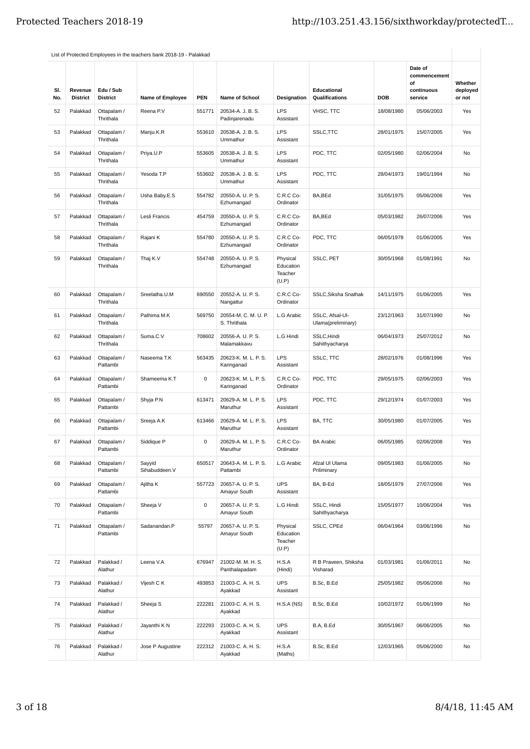List of Protected Employees in the teachers bank 2018-19 - Palakkad

| Sl. No. | Revenue District | Edu / Sub District | Name of Employee | PEN | Name of School | Designation | Educational Qualifications | DOB | Date of commencement of continuous service | Whether deployed or not |
|---|---|---|---|---|---|---|---|---|---|---|
| 52 | Palakkad | Ottapalam / Thrithala | Reena P.V | 551771 | 20534-A. J. B. S. Padinjarenadu | LPS Assistant | VHSC, TTC | 18/08/1980 | 05/06/2003 | Yes |
| 53 | Palakkad | Ottapalam / Thrithala | Manju.K.R | 553610 | 20538-A. J. B. S. Ummathur | LPS Assistant | SSLC,TTC | 28/01/1975 | 15/07/2005 | Yes |
| 54 | Palakkad | Ottapalam / Thrithala | Priya.U.P | 553605 | 20538-A. J. B. S. Ummathur | LPS Assistant | PDC, TTC | 02/05/1980 | 02/06/2004 | No |
| 55 | Palakkad | Ottapalam / Thrithala | Yesoda T.P | 553602 | 20538-A. J. B. S. Ummathur | LPS Assistant | PDC, TTC | 28/04/1973 | 19/01/1994 | No |
| 56 | Palakkad | Ottapalam / Thrithala | Usha Baby.E.S | 554782 | 20550-A. U. P. S. Ezhumangad | C.R.C Co-Ordinator | BA,BEd | 31/05/1975 | 05/06/2006 | Yes |
| 57 | Palakkad | Ottapalam / Thrithala | Lesli Francis | 454759 | 20550-A. U. P. S. Ezhumangad | C.R.C Co-Ordinator | BA,BEd | 05/03/1982 | 26/07/2006 | Yes |
| 58 | Palakkad | Ottapalam / Thrithala | Rajani K | 554780 | 20550-A. U. P. S. Ezhumangad | C.R.C Co-Ordinator | PDC, TTC | 06/05/1978 | 01/06/2005 | Yes |
| 59 | Palakkad | Ottapalam / Thrithala | Thaj K.V | 554748 | 20550-A. U. P. S. Ezhumangad | Physical Education Teacher (U.P) | SSLC, PET | 30/05/1968 | 01/08/1991 | No |
| 60 | Palakkad | Ottapalam / Thrithala | Sreelatha.U.M | 690550 | 20552-A. U. P. S. Nangattur | C.R.C Co-Ordinator | SSLC,Siksha Snathak | 14/11/1975 | 01/06/2005 | Yes |
| 61 | Palakkad | Ottapalam / Thrithala | Pathima M.K | 569750 | 20554-M. C. M. U. P. S. Thrithala | L.G Arabic | SSLC, Afsal-Ul-Ulama(preliminary) | 23/12/1963 | 31/07/1990 | No |
| 62 | Palakkad | Ottapalam / Thrithala | Suma.C.V | 708602 | 20556-A. U. P. S. Malamakkavu | L.G Hindi | SSLC,Hindi Sahithyacharya | 06/04/1973 | 25/07/2012 | No |
| 63 | Palakkad | Ottapalam / Pattambi | Naseema T.K | 563435 | 20623-K. M. L. P. S. Karinganad | LPS Assistant | SSLC, TTC | 28/02/1976 | 01/08/1996 | Yes |
| 64 | Palakkad | Ottapalam / Pattambi | Shameema K.T | 0 | 20623-K. M. L. P. S. Karinganad | C.R.C Co-Ordinator | PDC, TTC | 29/05/1975 | 02/06/2003 | Yes |
| 65 | Palakkad | Ottapalam / Pattambi | Shyja P.N | 613471 | 20629-A. M. L. P. S. Maruthur | LPS Assistant | PDC, TTC | 29/12/1974 | 01/07/2003 | Yes |
| 66 | Palakkad | Ottapalam / Pattambi | Sreeja A.K | 613466 | 20629-A. M. L. P. S. Maruthur | LPS Assistant | BA, TTC | 30/05/1980 | 01/07/2005 | Yes |
| 67 | Palakkad | Ottapalam / Pattambi | Siddique P | 0 | 20629-A. M. L. P. S. Maruthur | C.R.C Co-Ordinator | BA Arabic | 06/05/1985 | 02/06/2008 | Yes |
| 68 | Palakkad | Ottapalam / Pattambi | Sayyid Sihabuddeen.V | 650517 | 20643-A. M. L. P. S. Pattambi | L.G Arabic | Afzal Ul Ulama Priliminary | 09/05/1983 | 01/06/2005 | No |
| 69 | Palakkad | Ottapalam / Pattambi | Ajitha K | 557723 | 20657-A. U. P. S. Amayur South | UPS Assistant | BA, B-Ed | 18/05/1979 | 27/07/2006 | Yes |
| 70 | Palakkad | Ottapalam / Pattambi | Sheeja V | 0 | 20657-A. U. P. S. Amayur South | L.G Hindi | SSLC, Hindi Sahithyacharya | 15/05/1977 | 10/06/2004 | Yes |
| 71 | Palakkad | Ottapalam / Pattambi | Sadanandan.P | 55797 | 20657-A. U. P. S. Amayur South | Physical Education Teacher (U.P) | SSLC, CPEd | 06/04/1964 | 03/06/1996 | No |
| 72 | Palakkad | Palakkad / Alathur | Leena V.A | 676947 | 21002-M. M. H. S. Panthalapadam | H.S.A (Hindi) | R B Praveen, Shiksha Visharad | 01/03/1981 | 01/06/2011 | No |
| 73 | Palakkad | Palakkad / Alathur | Vijesh C K | 493853 | 21003-C. A. H. S. Ayakkad | UPS Assistant | B.Sc, B.Ed | 25/05/1982 | 05/06/2006 | No |
| 74 | Palakkad | Palakkad / Alathur | Sheeja S | 222281 | 21003-C. A. H. S. Ayakkad | H.S.A (NS) | B.Sc, B.Ed | 10/02/1972 | 01/06/1999 | No |
| 75 | Palakkad | Palakkad / Alathur | Jayanthi K N | 222293 | 21003-C. A. H. S. Ayakkad | UPS Assistant | B.A, B.Ed | 30/05/1967 | 06/06/2005 | No |
| 76 | Palakkad | Palakkad / Alathur | Jose P Augustine | 222312 | 21003-C. A. H. S. Ayakkad | H.S.A (Maths) | B.Sc, B.Ed | 12/03/1965 | 05/06/2000 | No |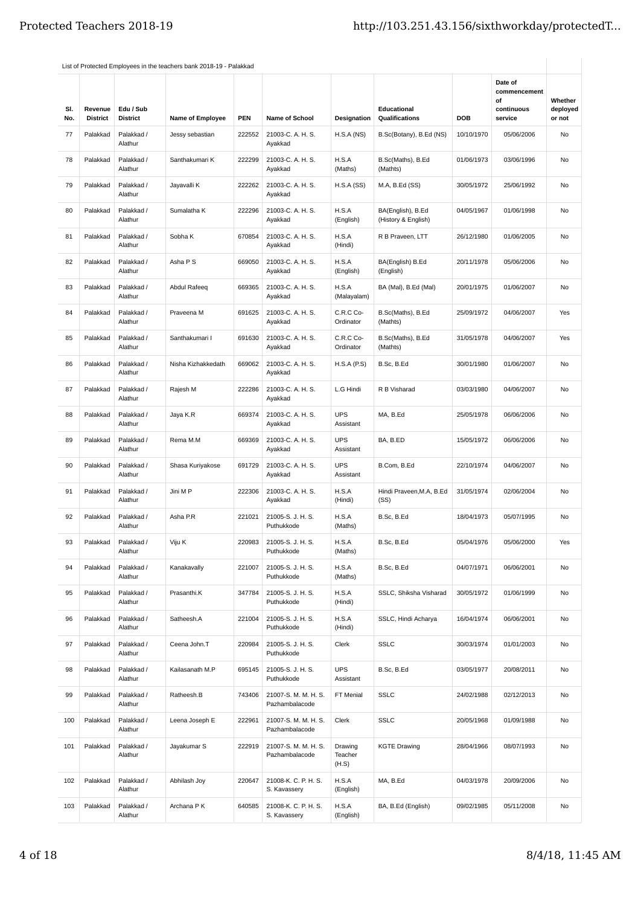List of Protected Employees in the teachers bank 2018-19 - Palakkad

| Sl. No. | Revenue District | Edu / Sub District | Name of Employee | PEN | Name of School | Designation | Educational Qualifications | DOB | Date of commencement of continuous service | Whether deployed or not |
|---|---|---|---|---|---|---|---|---|---|---|
| 77 | Palakkad | Palakkad / Alathur | Jessy sebastian | 222552 | 21003-C. A. H. S. Ayakkad | H.S.A (NS) | B.Sc(Botany), B.Ed (NS) | 10/10/1970 | 05/06/2006 | No |
| 78 | Palakkad | Palakkad / Alathur | Santhakumari K | 222299 | 21003-C. A. H. S. Ayakkad | H.S.A (Maths) | B.Sc(Maths), B.Ed (Mathts) | 01/06/1973 | 03/06/1996 | No |
| 79 | Palakkad | Palakkad / Alathur | Jayavalli K | 222262 | 21003-C. A. H. S. Ayakkad | H.S.A (SS) | M.A, B.Ed (SS) | 30/05/1972 | 25/06/1992 | No |
| 80 | Palakkad | Palakkad / Alathur | Sumalatha K | 222296 | 21003-C. A. H. S. Ayakkad | H.S.A (English) | BA(English), B.Ed (History & English) | 04/05/1967 | 01/06/1998 | No |
| 81 | Palakkad | Palakkad / Alathur | Sobha K | 670854 | 21003-C. A. H. S. Ayakkad | H.S.A (Hindi) | R B Praveen, LTT | 26/12/1980 | 01/06/2005 | No |
| 82 | Palakkad | Palakkad / Alathur | Asha P S | 669050 | 21003-C. A. H. S. Ayakkad | H.S.A (English) | BA(English) B.Ed (English) | 20/11/1978 | 05/06/2006 | No |
| 83 | Palakkad | Palakkad / Alathur | Abdul Rafeeq | 669365 | 21003-C. A. H. S. Ayakkad | H.S.A (Malayalam) | BA (Mal), B.Ed (Mal) | 20/01/1975 | 01/06/2007 | No |
| 84 | Palakkad | Palakkad / Alathur | Praveena M | 691625 | 21003-C. A. H. S. Ayakkad | C.R.C Co-Ordinator | B.Sc(Maths), B.Ed (Mathts) | 25/09/1972 | 04/06/2007 | Yes |
| 85 | Palakkad | Palakkad / Alathur | Santhakumari I | 691630 | 21003-C. A. H. S. Ayakkad | C.R.C Co-Ordinator | B.Sc(Maths), B.Ed (Mathts) | 31/05/1978 | 04/06/2007 | Yes |
| 86 | Palakkad | Palakkad / Alathur | Nisha Kizhakkedath | 669062 | 21003-C. A. H. S. Ayakkad | H.S.A (P.S) | B.Sc, B.Ed | 30/01/1980 | 01/06/2007 | No |
| 87 | Palakkad | Palakkad / Alathur | Rajesh M | 222286 | 21003-C. A. H. S. Ayakkad | L.G Hindi | R B Visharad | 03/03/1980 | 04/06/2007 | No |
| 88 | Palakkad | Palakkad / Alathur | Jaya K.R | 669374 | 21003-C. A. H. S. Ayakkad | UPS Assistant | MA, B.Ed | 25/05/1978 | 06/06/2006 | No |
| 89 | Palakkad | Palakkad / Alathur | Rema M.M | 669369 | 21003-C. A. H. S. Ayakkad | UPS Assistant | BA, B.ED | 15/05/1972 | 06/06/2006 | No |
| 90 | Palakkad | Palakkad / Alathur | Shasa Kuriyakose | 691729 | 21003-C. A. H. S. Ayakkad | UPS Assistant | B.Com, B.Ed | 22/10/1974 | 04/06/2007 | No |
| 91 | Palakkad | Palakkad / Alathur | Jini M P | 222306 | 21003-C. A. H. S. Ayakkad | H.S.A (Hindi) | Hindi Praveen,M.A, B.Ed (SS) | 31/05/1974 | 02/06/2004 | No |
| 92 | Palakkad | Palakkad / Alathur | Asha P.R | 221021 | 21005-S. J. H. S. Puthukkode | H.S.A (Maths) | B.Sc, B.Ed | 18/04/1973 | 05/07/1995 | No |
| 93 | Palakkad | Palakkad / Alathur | Viju K | 220983 | 21005-S. J. H. S. Puthukkode | H.S.A (Maths) | B.Sc, B.Ed | 05/04/1976 | 05/06/2000 | Yes |
| 94 | Palakkad | Palakkad / Alathur | Kanakavally | 221007 | 21005-S. J. H. S. Puthukkode | H.S.A (Maths) | B.Sc, B.Ed | 04/07/1971 | 06/06/2001 | No |
| 95 | Palakkad | Palakkad / Alathur | Prasanthi.K | 347784 | 21005-S. J. H. S. Puthukkode | H.S.A (Hindi) | SSLC, Shiksha Visharad | 30/05/1972 | 01/06/1999 | No |
| 96 | Palakkad | Palakkad / Alathur | Satheesh.A | 221004 | 21005-S. J. H. S. Puthukkode | H.S.A (Hindi) | SSLC, Hindi Acharya | 16/04/1974 | 06/06/2001 | No |
| 97 | Palakkad | Palakkad / Alathur | Ceena John.T | 220984 | 21005-S. J. H. S. Puthukkode | Clerk | SSLC | 30/03/1974 | 01/01/2003 | No |
| 98 | Palakkad | Palakkad / Alathur | Kailasanath M.P | 695145 | 21005-S. J. H. S. Puthukkode | UPS Assistant | B.Sc, B.Ed | 03/05/1977 | 20/08/2011 | No |
| 99 | Palakkad | Palakkad / Alathur | Ratheesh.B | 743406 | 21007-S. M. M. H. S. Pazhambalacode | FT Menial | SSLC | 24/02/1988 | 02/12/2013 | No |
| 100 | Palakkad | Palakkad / Alathur | Leena Joseph E | 222961 | 21007-S. M. M. H. S. Pazhambalacode | Clerk | SSLC | 20/05/1968 | 01/09/1988 | No |
| 101 | Palakkad | Palakkad / Alathur | Jayakumar S | 222919 | 21007-S. M. M. H. S. Pazhambalacode | Drawing Teacher (H.S) | KGTE Drawing | 28/04/1966 | 08/07/1993 | No |
| 102 | Palakkad | Palakkad / Alathur | Abhilash Joy | 220647 | 21008-K. C. P. H. S. Kavassery | H.S.A (English) | MA, B.Ed | 04/03/1978 | 20/09/2006 | No |
| 103 | Palakkad | Palakkad / Alathur | Archana P K | 640585 | 21008-K. C. P. H. S. Kavassery | H.S.A (English) | BA, B.Ed (English) | 09/02/1985 | 05/11/2008 | No |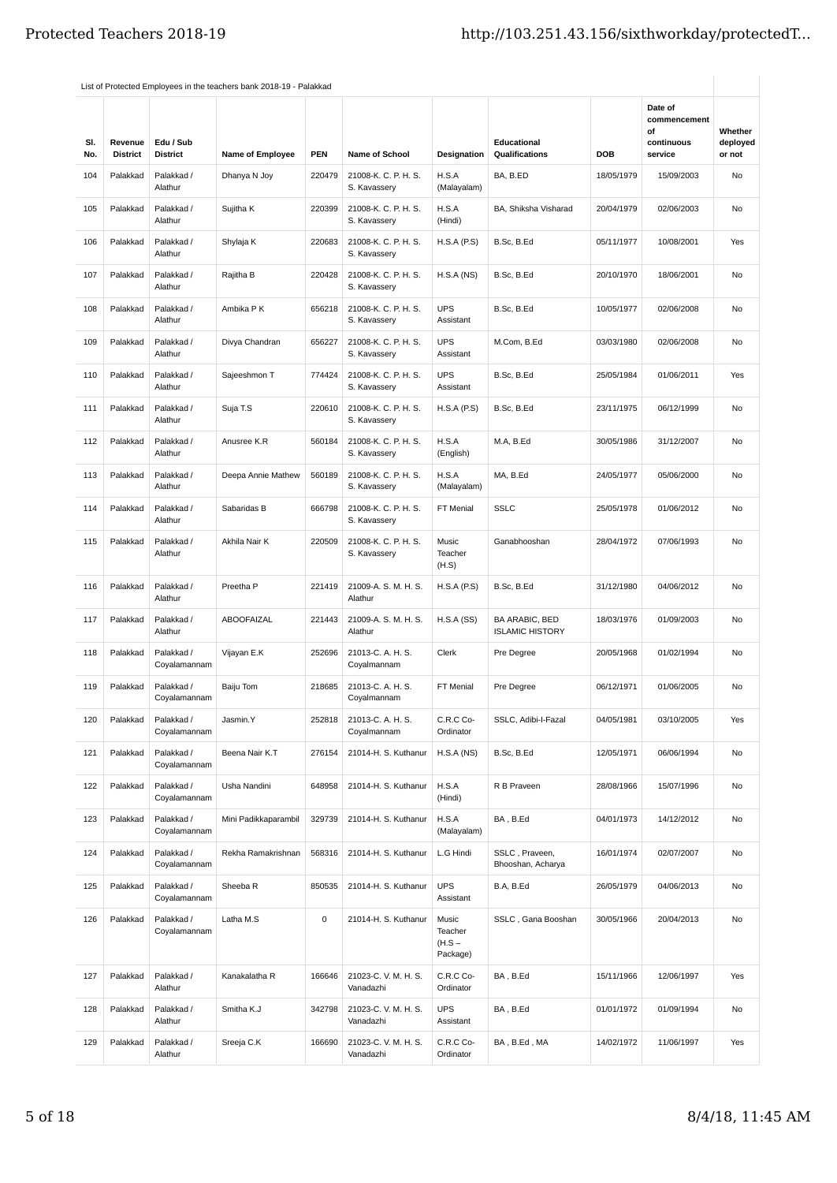List of Protected Employees in the teachers bank 2018-19 - Palakkad

| Sl. No. | Revenue District | Edu / Sub District | Name of Employee | PEN | Name of School | Designation | Educational Qualifications | DOB | Date of commencement of continuous service | Whether deployed or not |
|---|---|---|---|---|---|---|---|---|---|---|
| 104 | Palakkad | Palakkad / Alathur | Dhanya N Joy | 220479 | 21008-K. C. P. H. S. S. Kavassery | H.S.A (Malayalam) | BA, B.ED | 18/05/1979 | 15/09/2003 | No |
| 105 | Palakkad | Palakkad / Alathur | Sujitha K | 220399 | 21008-K. C. P. H. S. S. Kavassery | H.S.A (Hindi) | BA, Shiksha Visharad | 20/04/1979 | 02/06/2003 | No |
| 106 | Palakkad | Palakkad / Alathur | Shylaja K | 220683 | 21008-K. C. P. H. S. S. Kavassery | H.S.A (P.S) | B.Sc, B.Ed | 05/11/1977 | 10/08/2001 | Yes |
| 107 | Palakkad | Palakkad / Alathur | Rajitha B | 220428 | 21008-K. C. P. H. S. S. Kavassery | H.S.A (NS) | B.Sc, B.Ed | 20/10/1970 | 18/06/2001 | No |
| 108 | Palakkad | Palakkad / Alathur | Ambika P K | 656218 | 21008-K. C. P. H. S. S. Kavassery | UPS Assistant | B.Sc, B.Ed | 10/05/1977 | 02/06/2008 | No |
| 109 | Palakkad | Palakkad / Alathur | Divya Chandran | 656227 | 21008-K. C. P. H. S. S. Kavassery | UPS Assistant | M.Com, B.Ed | 03/03/1980 | 02/06/2008 | No |
| 110 | Palakkad | Palakkad / Alathur | Sajeeshmon T | 774424 | 21008-K. C. P. H. S. S. Kavassery | UPS Assistant | B.Sc, B.Ed | 25/05/1984 | 01/06/2011 | Yes |
| 111 | Palakkad | Palakkad / Alathur | Suja T.S | 220610 | 21008-K. C. P. H. S. S. Kavassery | H.S.A (P.S) | B.Sc, B.Ed | 23/11/1975 | 06/12/1999 | No |
| 112 | Palakkad | Palakkad / Alathur | Anusree K.R | 560184 | 21008-K. C. P. H. S. S. Kavassery | H.S.A (English) | M.A, B.Ed | 30/05/1986 | 31/12/2007 | No |
| 113 | Palakkad | Palakkad / Alathur | Deepa Annie Mathew | 560189 | 21008-K. C. P. H. S. S. Kavassery | H.S.A (Malayalam) | MA, B.Ed | 24/05/1977 | 05/06/2000 | No |
| 114 | Palakkad | Palakkad / Alathur | Sabaridas B | 666798 | 21008-K. C. P. H. S. S. Kavassery | FT Menial | SSLC | 25/05/1978 | 01/06/2012 | No |
| 115 | Palakkad | Palakkad / Alathur | Akhila Nair K | 220509 | 21008-K. C. P. H. S. S. Kavassery | Music Teacher (H.S) | Ganabhooshan | 28/04/1972 | 07/06/1993 | No |
| 116 | Palakkad | Palakkad / Alathur | Preetha P | 221419 | 21009-A. S. M. H. S. Alathur | H.S.A (P.S) | B.Sc, B.Ed | 31/12/1980 | 04/06/2012 | No |
| 117 | Palakkad | Palakkad / Alathur | ABOOFAIZAL | 221443 | 21009-A. S. M. H. S. Alathur | H.S.A (SS) | BA ARABIC, BED ISLAMIC HISTORY | 18/03/1976 | 01/09/2003 | No |
| 118 | Palakkad | Palakkad / Coyalamannam | Vijayan E.K | 252696 | 21013-C. A. H. S. Coyalmannam | Clerk | Pre Degree | 20/05/1968 | 01/02/1994 | No |
| 119 | Palakkad | Palakkad / Coyalamannam | Baiju Tom | 218685 | 21013-C. A. H. S. Coyalmannam | FT Menial | Pre Degree | 06/12/1971 | 01/06/2005 | No |
| 120 | Palakkad | Palakkad / Coyalamannam | Jasmin.Y | 252818 | 21013-C. A. H. S. Coyalmannam | C.R.C Co-Ordinator | SSLC, Adibi-I-Fazal | 04/05/1981 | 03/10/2005 | Yes |
| 121 | Palakkad | Palakkad / Coyalamannam | Beena Nair K.T | 276154 | 21014-H. S. Kuthanur | H.S.A (NS) | B.Sc, B.Ed | 12/05/1971 | 06/06/1994 | No |
| 122 | Palakkad | Palakkad / Coyalamannam | Usha Nandini | 648958 | 21014-H. S. Kuthanur | H.S.A (Hindi) | R B Praveen | 28/08/1966 | 15/07/1996 | No |
| 123 | Palakkad | Palakkad / Coyalamannam | Mini Padikkaparambil | 329739 | 21014-H. S. Kuthanur | H.S.A (Malayalam) | BA , B.Ed | 04/01/1973 | 14/12/2012 | No |
| 124 | Palakkad | Palakkad / Coyalamannam | Rekha Ramakrishnan | 568316 | 21014-H. S. Kuthanur | L.G Hindi | SSLC , Praveen, Bhooshan, Acharya | 16/01/1974 | 02/07/2007 | No |
| 125 | Palakkad | Palakkad / Coyalamannam | Sheeba R | 850535 | 21014-H. S. Kuthanur | UPS Assistant | B.A, B.Ed | 26/05/1979 | 04/06/2013 | No |
| 126 | Palakkad | Palakkad / Coyalamannam | Latha M.S | 0 | 21014-H. S. Kuthanur | Music Teacher (H.S – Package) | SSLC , Gana Booshan | 30/05/1966 | 20/04/2013 | No |
| 127 | Palakkad | Palakkad / Alathur | Kanakalatha R | 166646 | 21023-C. V. M. H. S. Vanadazhi | C.R.C Co-Ordinator | BA , B.Ed | 15/11/1966 | 12/06/1997 | Yes |
| 128 | Palakkad | Palakkad / Alathur | Smitha K.J | 342798 | 21023-C. V. M. H. S. Vanadazhi | UPS Assistant | BA , B.Ed | 01/01/1972 | 01/09/1994 | No |
| 129 | Palakkad | Palakkad / Alathur | Sreeja C.K | 166690 | 21023-C. V. M. H. S. Vanadazhi | C.R.C Co-Ordinator | BA , B.Ed , MA | 14/02/1972 | 11/06/1997 | Yes |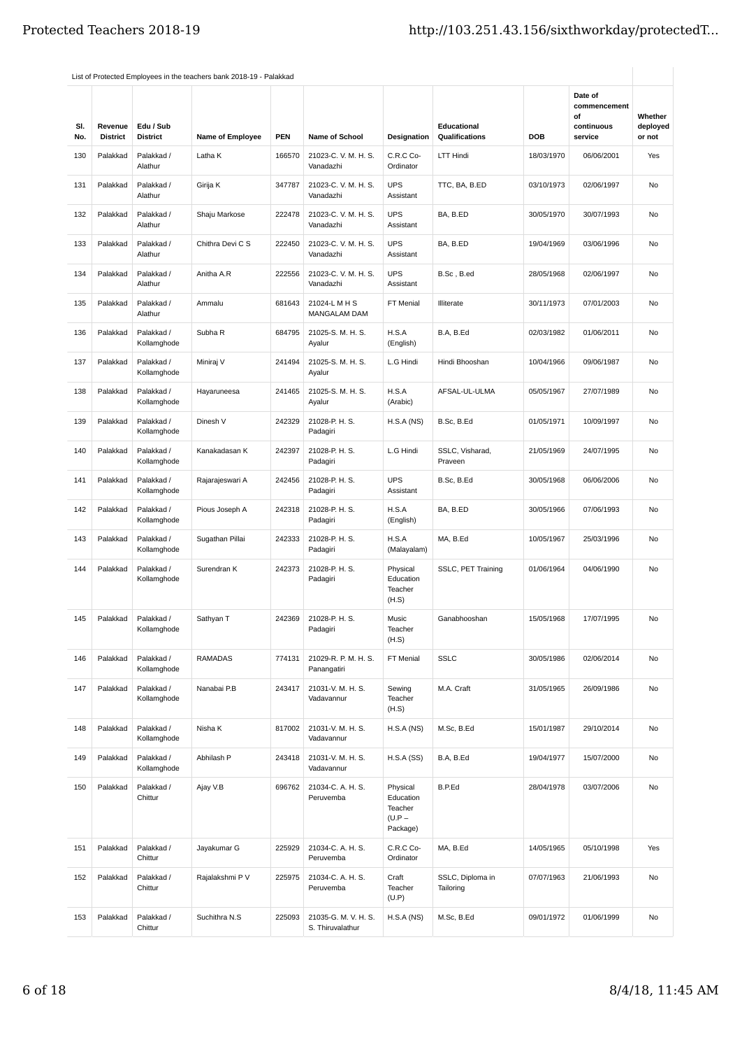List of Protected Employees in the teachers bank 2018-19 - Palakkad

| Sl. No. | Revenue District | Edu / Sub District | Name of Employee | PEN | Name of School | Designation | Educational Qualifications | DOB | Date of commencement of continuous service | Whether deployed or not |
|---|---|---|---|---|---|---|---|---|---|---|
| 130 | Palakkad | Palakkad / Alathur | Latha K | 166570 | 21023-C. V. M. H. S. Vanadazhi | C.R.C Co-Ordinator | LTT Hindi | 18/03/1970 | 06/06/2001 | Yes |
| 131 | Palakkad | Palakkad / Alathur | Girija K | 347787 | 21023-C. V. M. H. S. Vanadazhi | UPS Assistant | TTC, BA, B.ED | 03/10/1973 | 02/06/1997 | No |
| 132 | Palakkad | Palakkad / Alathur | Shaju Markose | 222478 | 21023-C. V. M. H. S. Vanadazhi | UPS Assistant | BA, B.ED | 30/05/1970 | 30/07/1993 | No |
| 133 | Palakkad | Palakkad / Alathur | Chithra Devi C S | 222450 | 21023-C. V. M. H. S. Vanadazhi | UPS Assistant | BA, B.ED | 19/04/1969 | 03/06/1996 | No |
| 134 | Palakkad | Palakkad / Alathur | Anitha A.R | 222556 | 21023-C. V. M. H. S. Vanadazhi | UPS Assistant | B.Sc , B.ed | 28/05/1968 | 02/06/1997 | No |
| 135 | Palakkad | Palakkad / Alathur | Ammalu | 681643 | 21024-L M H S MANGALAM DAM | FT Menial | Illiterate | 30/11/1973 | 07/01/2003 | No |
| 136 | Palakkad | Palakkad / Kollamghode | Subha R | 684795 | 21025-S. M. H. S. Ayalur | H.S.A (English) | B.A, B.Ed | 02/03/1982 | 01/06/2011 | No |
| 137 | Palakkad | Palakkad / Kollamghode | Miniraj V | 241494 | 21025-S. M. H. S. Ayalur | L.G Hindi | Hindi Bhooshan | 10/04/1966 | 09/06/1987 | No |
| 138 | Palakkad | Palakkad / Kollamghode | Hayaruneesa | 241465 | 21025-S. M. H. S. Ayalur | H.S.A (Arabic) | AFSAL-UL-ULMA | 05/05/1967 | 27/07/1989 | No |
| 139 | Palakkad | Palakkad / Kollamghode | Dinesh V | 242329 | 21028-P. H. S. Padagiri | H.S.A (NS) | B.Sc, B.Ed | 01/05/1971 | 10/09/1997 | No |
| 140 | Palakkad | Palakkad / Kollamghode | Kanakadasan K | 242397 | 21028-P. H. S. Padagiri | L.G Hindi | SSLC, Visharad, Praveen | 21/05/1969 | 24/07/1995 | No |
| 141 | Palakkad | Palakkad / Kollamghode | Rajarajeswari A | 242456 | 21028-P. H. S. Padagiri | UPS Assistant | B.Sc, B.Ed | 30/05/1968 | 06/06/2006 | No |
| 142 | Palakkad | Palakkad / Kollamghode | Pious Joseph A | 242318 | 21028-P. H. S. Padagiri | H.S.A (English) | BA, B.ED | 30/05/1966 | 07/06/1993 | No |
| 143 | Palakkad | Palakkad / Kollamghode | Sugathan Pillai | 242333 | 21028-P. H. S. Padagiri | H.S.A (Malayalam) | MA, B.Ed | 10/05/1967 | 25/03/1996 | No |
| 144 | Palakkad | Palakkad / Kollamghode | Surendran K | 242373 | 21028-P. H. S. Padagiri | Physical Education Teacher (H.S) | SSLC, PET Training | 01/06/1964 | 04/06/1990 | No |
| 145 | Palakkad | Palakkad / Kollamghode | Sathyan T | 242369 | 21028-P. H. S. Padagiri | Music Teacher (H.S) | Ganabhooshan | 15/05/1968 | 17/07/1995 | No |
| 146 | Palakkad | Palakkad / Kollamghode | RAMADAS | 774131 | 21029-R. P. M. H. S. Panangatiri | FT Menial | SSLC | 30/05/1986 | 02/06/2014 | No |
| 147 | Palakkad | Palakkad / Kollamghode | Nanabai P.B | 243417 | 21031-V. M. H. S. Vadavannur | Sewing Teacher (H.S) | M.A. Craft | 31/05/1965 | 26/09/1986 | No |
| 148 | Palakkad | Palakkad / Kollamghode | Nisha K | 817002 | 21031-V. M. H. S. Vadavannur | H.S.A (NS) | M.Sc, B.Ed | 15/01/1987 | 29/10/2014 | No |
| 149 | Palakkad | Palakkad / Kollamghode | Abhilash P | 243418 | 21031-V. M. H. S. Vadavannur | H.S.A (SS) | B.A, B.Ed | 19/04/1977 | 15/07/2000 | No |
| 150 | Palakkad | Palakkad / Chittur | Ajay V.B | 696762 | 21034-C. A. H. S. Peruvemba | Physical Education Teacher (U.P – Package) | B.P.Ed | 28/04/1978 | 03/07/2006 | No |
| 151 | Palakkad | Palakkad / Chittur | Jayakumar G | 225929 | 21034-C. A. H. S. Peruvemba | C.R.C Co-Ordinator | MA, B.Ed | 14/05/1965 | 05/10/1998 | Yes |
| 152 | Palakkad | Palakkad / Chittur | Rajalakshmi P V | 225975 | 21034-C. A. H. S. Peruvemba | Craft Teacher (U.P) | SSLC, Diploma in Tailoring | 07/07/1963 | 21/06/1993 | No |
| 153 | Palakkad | Palakkad / Chittur | Suchithra N.S | 225093 | 21035-G. M. V. H. S. S. Thiruvalathur | H.S.A (NS) | M.Sc, B.Ed | 09/01/1972 | 01/06/1999 | No |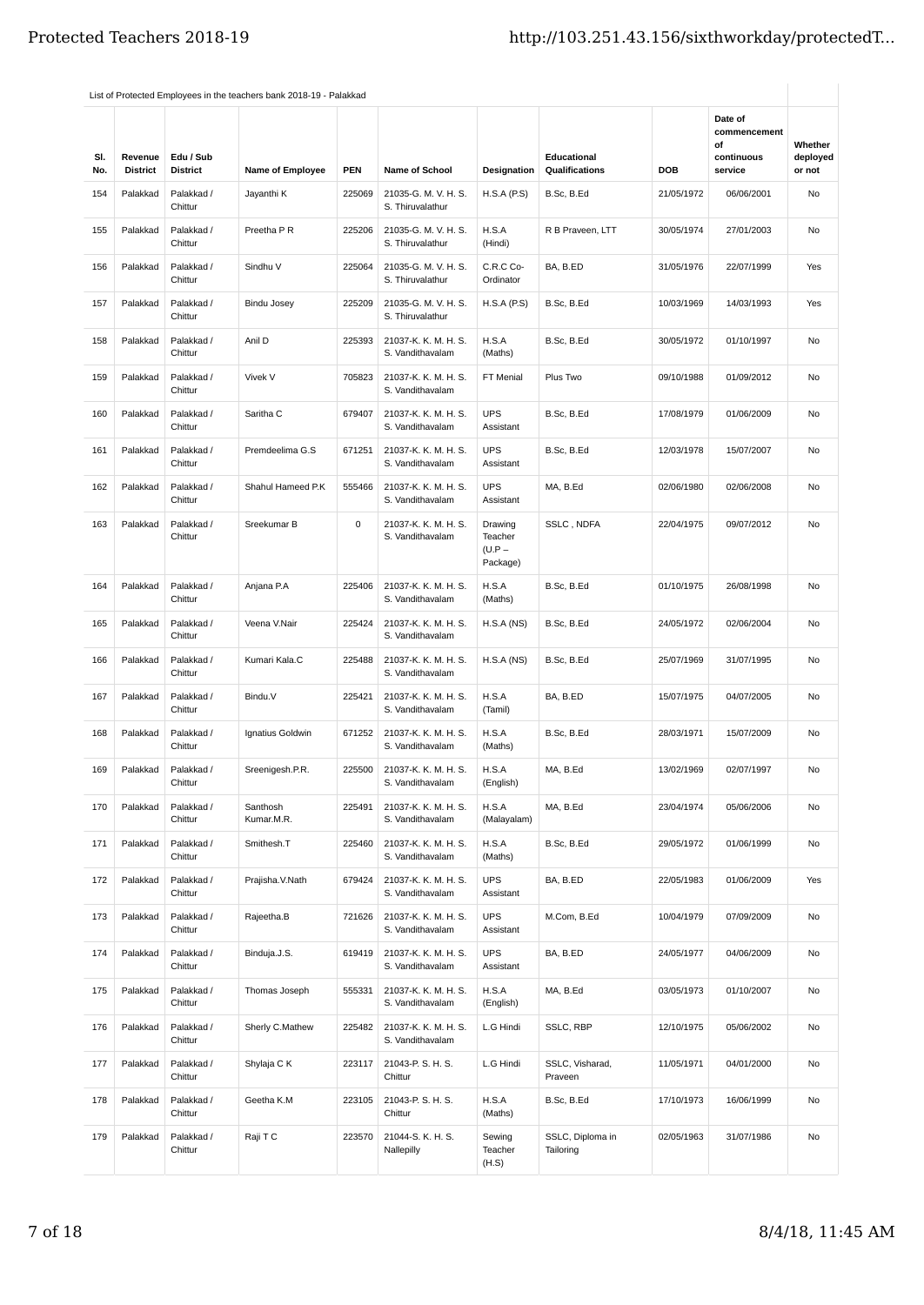List of Protected Employees in the teachers bank 2018-19 - Palakkad

| Sl. No. | Revenue District | Edu / Sub District | Name of Employee | PEN | Name of School | Designation | Educational Qualifications | DOB | Date of commencement of continuous service | Whether deployed or not |
|---|---|---|---|---|---|---|---|---|---|---|
| 154 | Palakkad | Palakkad / Chittur | Jayanthi K | 225069 | 21035-G. M. V. H. S. S. Thiruvalathur | H.S.A (P.S) | B.Sc, B.Ed | 21/05/1972 | 06/06/2001 | No |
| 155 | Palakkad | Palakkad / Chittur | Preetha P R | 225206 | 21035-G. M. V. H. S. S. Thiruvalathur | H.S.A (Hindi) | R B Praveen, LTT | 30/05/1974 | 27/01/2003 | No |
| 156 | Palakkad | Palakkad / Chittur | Sindhu V | 225064 | 21035-G. M. V. H. S. S. Thiruvalathur | C.R.C Co-Ordinator | BA, B.ED | 31/05/1976 | 22/07/1999 | Yes |
| 157 | Palakkad | Palakkad / Chittur | Bindu Josey | 225209 | 21035-G. M. V. H. S. S. Thiruvalathur | H.S.A (P.S) | B.Sc, B.Ed | 10/03/1969 | 14/03/1993 | Yes |
| 158 | Palakkad | Palakkad / Chittur | Anil D | 225393 | 21037-K. K. M. H. S. S. Vandithavalam | H.S.A (Maths) | B.Sc, B.Ed | 30/05/1972 | 01/10/1997 | No |
| 159 | Palakkad | Palakkad / Chittur | Vivek V | 705823 | 21037-K. K. M. H. S. S. Vandithavalam | FT Menial | Plus Two | 09/10/1988 | 01/09/2012 | No |
| 160 | Palakkad | Palakkad / Chittur | Saritha C | 679407 | 21037-K. K. M. H. S. S. Vandithavalam | UPS Assistant | B.Sc, B.Ed | 17/08/1979 | 01/06/2009 | No |
| 161 | Palakkad | Palakkad / Chittur | Premdeelima G.S | 671251 | 21037-K. K. M. H. S. S. Vandithavalam | UPS Assistant | B.Sc, B.Ed | 12/03/1978 | 15/07/2007 | No |
| 162 | Palakkad | Palakkad / Chittur | Shahul Hameed P.K | 555466 | 21037-K. K. M. H. S. S. Vandithavalam | UPS Assistant | MA, B.Ed | 02/06/1980 | 02/06/2008 | No |
| 163 | Palakkad | Palakkad / Chittur | Sreekumar B | 0 | 21037-K. K. M. H. S. S. Vandithavalam | Drawing Teacher (U.P – Package) | SSLC , NDFA | 22/04/1975 | 09/07/2012 | No |
| 164 | Palakkad | Palakkad / Chittur | Anjana P.A | 225406 | 21037-K. K. M. H. S. S. Vandithavalam | H.S.A (Maths) | B.Sc, B.Ed | 01/10/1975 | 26/08/1998 | No |
| 165 | Palakkad | Palakkad / Chittur | Veena V.Nair | 225424 | 21037-K. K. M. H. S. S. Vandithavalam | H.S.A (NS) | B.Sc, B.Ed | 24/05/1972 | 02/06/2004 | No |
| 166 | Palakkad | Palakkad / Chittur | Kumari Kala.C | 225488 | 21037-K. K. M. H. S. S. Vandithavalam | H.S.A (NS) | B.Sc, B.Ed | 25/07/1969 | 31/07/1995 | No |
| 167 | Palakkad | Palakkad / Chittur | Bindu.V | 225421 | 21037-K. K. M. H. S. S. Vandithavalam | H.S.A (Tamil) | BA, B.ED | 15/07/1975 | 04/07/2005 | No |
| 168 | Palakkad | Palakkad / Chittur | Ignatius Goldwin | 671252 | 21037-K. K. M. H. S. S. Vandithavalam | H.S.A (Maths) | B.Sc, B.Ed | 28/03/1971 | 15/07/2009 | No |
| 169 | Palakkad | Palakkad / Chittur | Sreenigesh.P.R. | 225500 | 21037-K. K. M. H. S. S. Vandithavalam | H.S.A (English) | MA, B.Ed | 13/02/1969 | 02/07/1997 | No |
| 170 | Palakkad | Palakkad / Chittur | Santhosh Kumar.M.R. | 225491 | 21037-K. K. M. H. S. S. Vandithavalam | H.S.A (Malayalam) | MA, B.Ed | 23/04/1974 | 05/06/2006 | No |
| 171 | Palakkad | Palakkad / Chittur | Smithesh.T | 225460 | 21037-K. K. M. H. S. S. Vandithavalam | H.S.A (Maths) | B.Sc, B.Ed | 29/05/1972 | 01/06/1999 | No |
| 172 | Palakkad | Palakkad / Chittur | Prajisha.V.Nath | 679424 | 21037-K. K. M. H. S. S. Vandithavalam | UPS Assistant | BA, B.ED | 22/05/1983 | 01/06/2009 | Yes |
| 173 | Palakkad | Palakkad / Chittur | Rajeetha.B | 721626 | 21037-K. K. M. H. S. S. Vandithavalam | UPS Assistant | M.Com, B.Ed | 10/04/1979 | 07/09/2009 | No |
| 174 | Palakkad | Palakkad / Chittur | Binduja.J.S. | 619419 | 21037-K. K. M. H. S. S. Vandithavalam | UPS Assistant | BA, B.ED | 24/05/1977 | 04/06/2009 | No |
| 175 | Palakkad | Palakkad / Chittur | Thomas Joseph | 555331 | 21037-K. K. M. H. S. S. Vandithavalam | H.S.A (English) | MA, B.Ed | 03/05/1973 | 01/10/2007 | No |
| 176 | Palakkad | Palakkad / Chittur | Sherly C.Mathew | 225482 | 21037-K. K. M. H. S. S. Vandithavalam | L.G Hindi | SSLC, RBP | 12/10/1975 | 05/06/2002 | No |
| 177 | Palakkad | Palakkad / Chittur | Shylaja C K | 223117 | 21043-P. S. H. S. Chittur | L.G Hindi | SSLC, Visharad, Praveen | 11/05/1971 | 04/01/2000 | No |
| 178 | Palakkad | Palakkad / Chittur | Geetha K.M | 223105 | 21043-P. S. H. S. Chittur | H.S.A (Maths) | B.Sc, B.Ed | 17/10/1973 | 16/06/1999 | No |
| 179 | Palakkad | Palakkad / Chittur | Raji T C | 223570 | 21044-S. K. H. S. Nallepilly | Sewing Teacher (H.S) | SSLC, Diploma in Tailoring | 02/05/1963 | 31/07/1986 | No |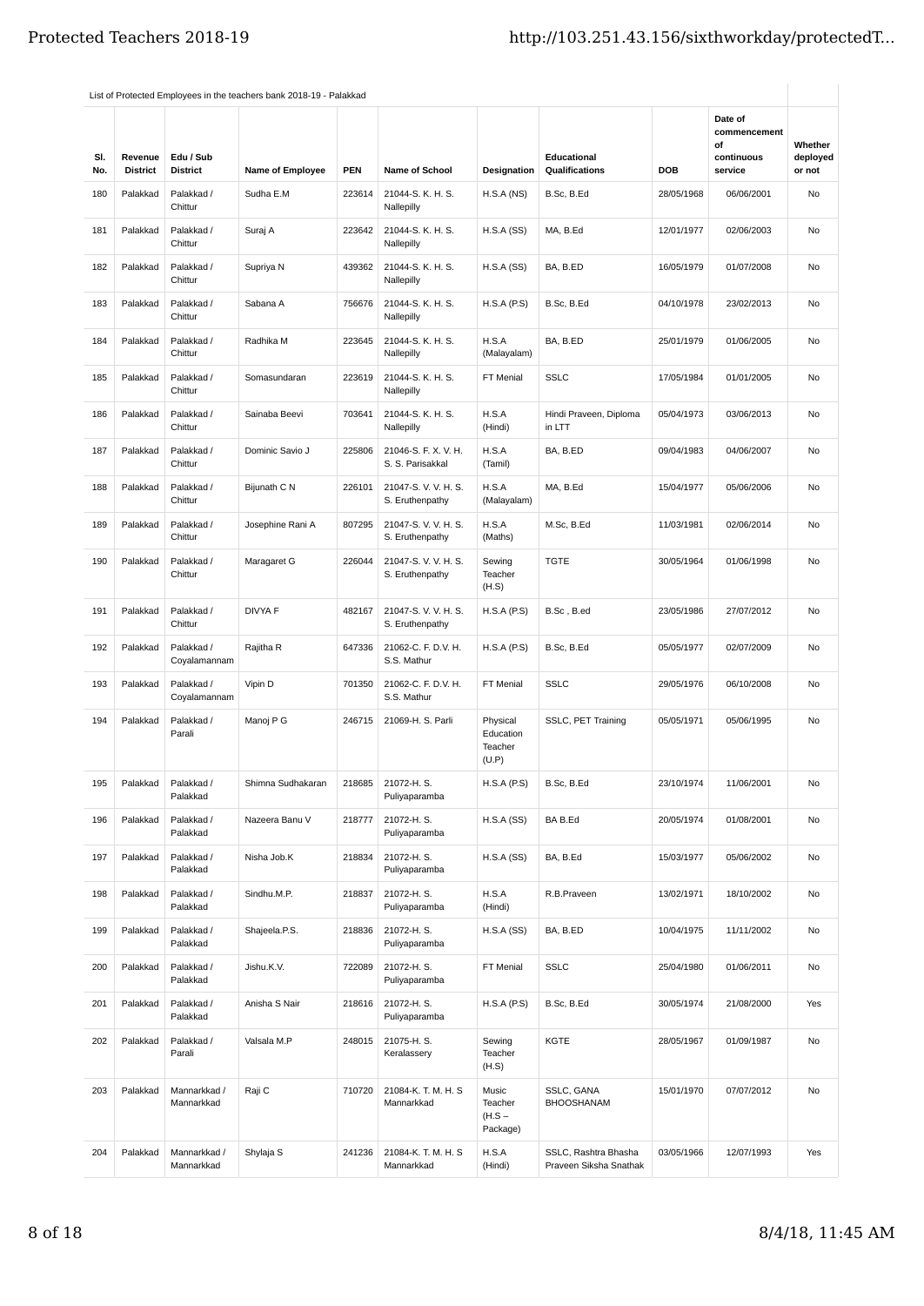List of Protected Employees in the teachers bank 2018-19 - Palakkad

| Sl. No. | Revenue District | Edu / Sub District | Name of Employee | PEN | Name of School | Designation | Educational Qualifications | DOB | Date of commencement of continuous service | Whether deployed or not |
|---|---|---|---|---|---|---|---|---|---|---|
| 180 | Palakkad | Palakkad / Chittur | Sudha E.M | 223614 | 21044-S. K. H. S. Nallepilly | H.S.A (NS) | B.Sc, B.Ed | 28/05/1968 | 06/06/2001 | No |
| 181 | Palakkad | Palakkad / Chittur | Suraj A | 223642 | 21044-S. K. H. S. Nallepilly | H.S.A (SS) | MA, B.Ed | 12/01/1977 | 02/06/2003 | No |
| 182 | Palakkad | Palakkad / Chittur | Supriya N | 439362 | 21044-S. K. H. S. Nallepilly | H.S.A (SS) | BA, B.ED | 16/05/1979 | 01/07/2008 | No |
| 183 | Palakkad | Palakkad / Chittur | Sabana A | 756676 | 21044-S. K. H. S. Nallepilly | H.S.A (P.S) | B.Sc, B.Ed | 04/10/1978 | 23/02/2013 | No |
| 184 | Palakkad | Palakkad / Chittur | Radhika M | 223645 | 21044-S. K. H. S. Nallepilly | H.S.A (Malayalam) | BA, B.ED | 25/01/1979 | 01/06/2005 | No |
| 185 | Palakkad | Palakkad / Chittur | Somasundaran | 223619 | 21044-S. K. H. S. Nallepilly | FT Menial | SSLC | 17/05/1984 | 01/01/2005 | No |
| 186 | Palakkad | Palakkad / Chittur | Sainaba Beevi | 703641 | 21044-S. K. H. S. Nallepilly | H.S.A (Hindi) | Hindi Praveen, Diploma in LTT | 05/04/1973 | 03/06/2013 | No |
| 187 | Palakkad | Palakkad / Chittur | Dominic Savio J | 225806 | 21046-S. F. X. V. H. S. S. Parisakkal | H.S.A (Tamil) | BA, B.ED | 09/04/1983 | 04/06/2007 | No |
| 188 | Palakkad | Palakkad / Chittur | Bijunath C N | 226101 | 21047-S. V. V. H. S. S. Eruthenpathy | H.S.A (Malayalam) | MA, B.Ed | 15/04/1977 | 05/06/2006 | No |
| 189 | Palakkad | Palakkad / Chittur | Josephine Rani A | 807295 | 21047-S. V. V. H. S. S. Eruthenpathy | H.S.A (Maths) | M.Sc, B.Ed | 11/03/1981 | 02/06/2014 | No |
| 190 | Palakkad | Palakkad / Chittur | Maragaret G | 226044 | 21047-S. V. V. H. S. S. Eruthenpathy | Sewing Teacher (H.S) | TGTE | 30/05/1964 | 01/06/1998 | No |
| 191 | Palakkad | Palakkad / Chittur | DIVYA F | 482167 | 21047-S. V. V. H. S. S. Eruthenpathy | H.S.A (P.S) | B.Sc , B.ed | 23/05/1986 | 27/07/2012 | No |
| 192 | Palakkad | Palakkad / Coyalamannam | Rajitha R | 647336 | 21062-C. F. D.V. H. S.S. Mathur | H.S.A (P.S) | B.Sc, B.Ed | 05/05/1977 | 02/07/2009 | No |
| 193 | Palakkad | Palakkad / Coyalamannam | Vipin D | 701350 | 21062-C. F. D.V. H. S.S. Mathur | FT Menial | SSLC | 29/05/1976 | 06/10/2008 | No |
| 194 | Palakkad | Palakkad / Parali | Manoj P G | 246715 | 21069-H. S. Parli | Physical Education Teacher (U.P) | SSLC, PET Training | 05/05/1971 | 05/06/1995 | No |
| 195 | Palakkad | Palakkad / Palakkad | Shimna Sudhakaran | 218685 | 21072-H. S. Puliyaparamba | H.S.A (P.S) | B.Sc, B.Ed | 23/10/1974 | 11/06/2001 | No |
| 196 | Palakkad | Palakkad / Palakkad | Nazeera Banu V | 218777 | 21072-H. S. Puliyaparamba | H.S.A (SS) | BA B.Ed | 20/05/1974 | 01/08/2001 | No |
| 197 | Palakkad | Palakkad / Palakkad | Nisha Job.K | 218834 | 21072-H. S. Puliyaparamba | H.S.A (SS) | BA, B.Ed | 15/03/1977 | 05/06/2002 | No |
| 198 | Palakkad | Palakkad / Palakkad | Sindhu.M.P. | 218837 | 21072-H. S. Puliyaparamba | H.S.A (Hindi) | R.B.Praveen | 13/02/1971 | 18/10/2002 | No |
| 199 | Palakkad | Palakkad / Palakkad | Shajeela.P.S. | 218836 | 21072-H. S. Puliyaparamba | H.S.A (SS) | BA, B.ED | 10/04/1975 | 11/11/2002 | No |
| 200 | Palakkad | Palakkad / Palakkad | Jishu.K.V. | 722089 | 21072-H. S. Puliyaparamba | FT Menial | SSLC | 25/04/1980 | 01/06/2011 | No |
| 201 | Palakkad | Palakkad / Palakkad | Anisha S Nair | 218616 | 21072-H. S. Puliyaparamba | H.S.A (P.S) | B.Sc, B.Ed | 30/05/1974 | 21/08/2000 | Yes |
| 202 | Palakkad | Palakkad / Parali | Valsala M.P | 248015 | 21075-H. S. Keralassery | Sewing Teacher (H.S) | KGTE | 28/05/1967 | 01/09/1987 | No |
| 203 | Palakkad | Mannarkkad / Mannarkkad | Raji C | 710720 | 21084-K. T. M. H. S Mannarkkad | Music Teacher (H.S – Package) | SSLC, GANA BHOOSHANAM | 15/01/1970 | 07/07/2012 | No |
| 204 | Palakkad | Mannarkkad / Mannarkkad | Shylaja S | 241236 | 21084-K. T. M. H. S Mannarkkad | H.S.A (Hindi) | SSLC, Rashtra Bhasha Praveen Siksha Snathak | 03/05/1966 | 12/07/1993 | Yes |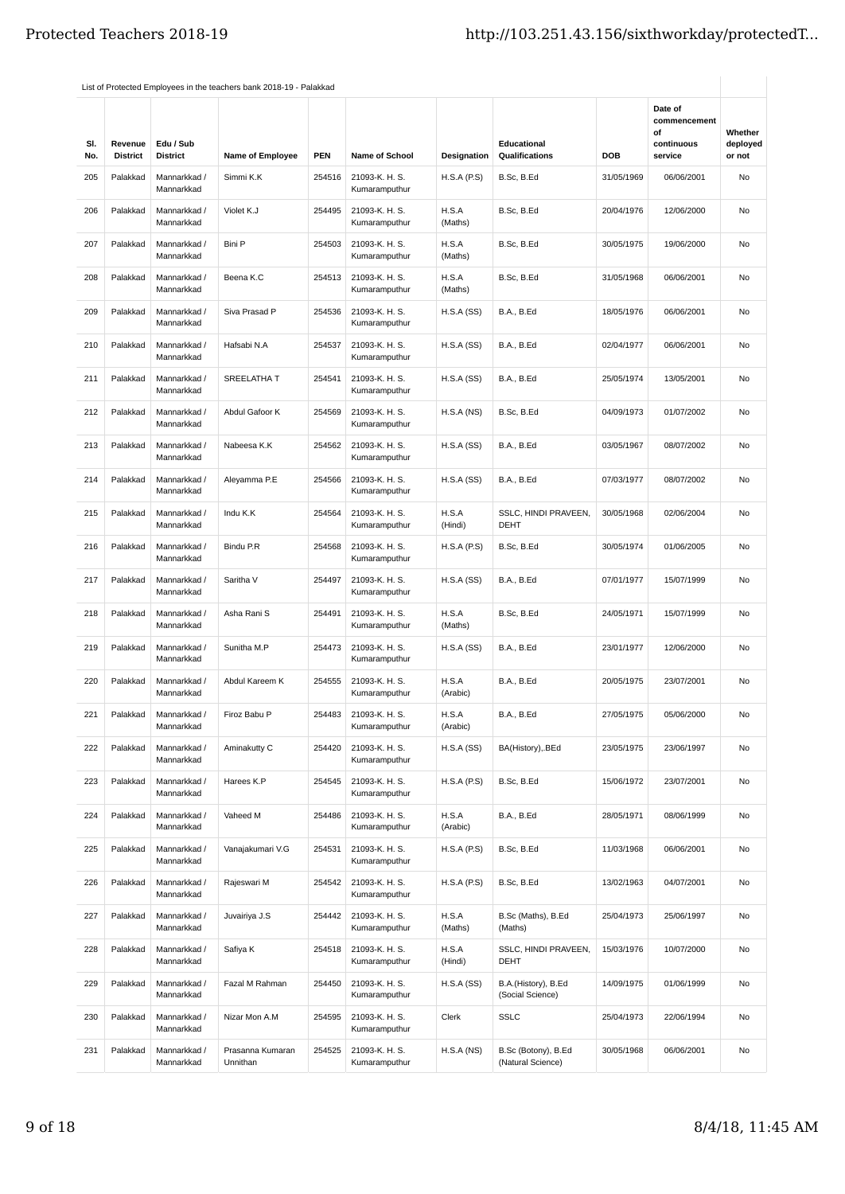List of Protected Employees in the teachers bank 2018-19 - Palakkad

| Sl. No. | Revenue District | Edu / Sub District | Name of Employee | PEN | Name of School | Designation | Educational Qualifications | DOB | Date of commencement of continuous service | Whether deployed or not |
|---|---|---|---|---|---|---|---|---|---|---|
| 205 | Palakkad | Mannarkkad / Mannarkkad | Simmi K.K | 254516 | 21093-K. H. S. Kumaramputhur | H.S.A (P.S) | B.Sc, B.Ed | 31/05/1969 | 06/06/2001 | No |
| 206 | Palakkad | Mannarkkad / Mannarkkad | Violet K.J | 254495 | 21093-K. H. S. Kumaramputhur | H.S.A (Maths) | B.Sc, B.Ed | 20/04/1976 | 12/06/2000 | No |
| 207 | Palakkad | Mannarkkad / Mannarkkad | Bini P | 254503 | 21093-K. H. S. Kumaramputhur | H.S.A (Maths) | B.Sc, B.Ed | 30/05/1975 | 19/06/2000 | No |
| 208 | Palakkad | Mannarkkad / Mannarkkad | Beena K.C | 254513 | 21093-K. H. S. Kumaramputhur | H.S.A (Maths) | B.Sc, B.Ed | 31/05/1968 | 06/06/2001 | No |
| 209 | Palakkad | Mannarkkad / Mannarkkad | Siva Prasad P | 254536 | 21093-K. H. S. Kumaramputhur | H.S.A (SS) | B.A., B.Ed | 18/05/1976 | 06/06/2001 | No |
| 210 | Palakkad | Mannarkkad / Mannarkkad | Hafsabi N.A | 254537 | 21093-K. H. S. Kumaramputhur | H.S.A (SS) | B.A., B.Ed | 02/04/1977 | 06/06/2001 | No |
| 211 | Palakkad | Mannarkkad / Mannarkkad | SREELATHA T | 254541 | 21093-K. H. S. Kumaramputhur | H.S.A (SS) | B.A., B.Ed | 25/05/1974 | 13/05/2001 | No |
| 212 | Palakkad | Mannarkkad / Mannarkkad | Abdul Gafoor K | 254569 | 21093-K. H. S. Kumaramputhur | H.S.A (NS) | B.Sc, B.Ed | 04/09/1973 | 01/07/2002 | No |
| 213 | Palakkad | Mannarkkad / Mannarkkad | Nabeesa K.K | 254562 | 21093-K. H. S. Kumaramputhur | H.S.A (SS) | B.A., B.Ed | 03/05/1967 | 08/07/2002 | No |
| 214 | Palakkad | Mannarkkad / Mannarkkad | Aleyamma P.E | 254566 | 21093-K. H. S. Kumaramputhur | H.S.A (SS) | B.A., B.Ed | 07/03/1977 | 08/07/2002 | No |
| 215 | Palakkad | Mannarkkad / Mannarkkad | Indu K.K | 254564 | 21093-K. H. S. Kumaramputhur | H.S.A (Hindi) | SSLC, HINDI PRAVEEN, DEHT | 30/05/1968 | 02/06/2004 | No |
| 216 | Palakkad | Mannarkkad / Mannarkkad | Bindu P.R | 254568 | 21093-K. H. S. Kumaramputhur | H.S.A (P.S) | B.Sc, B.Ed | 30/05/1974 | 01/06/2005 | No |
| 217 | Palakkad | Mannarkkad / Mannarkkad | Saritha V | 254497 | 21093-K. H. S. Kumaramputhur | H.S.A (SS) | B.A., B.Ed | 07/01/1977 | 15/07/1999 | No |
| 218 | Palakkad | Mannarkkad / Mannarkkad | Asha Rani S | 254491 | 21093-K. H. S. Kumaramputhur | H.S.A (Maths) | B.Sc, B.Ed | 24/05/1971 | 15/07/1999 | No |
| 219 | Palakkad | Mannarkkad / Mannarkkad | Sunitha M.P | 254473 | 21093-K. H. S. Kumaramputhur | H.S.A (SS) | B.A., B.Ed | 23/01/1977 | 12/06/2000 | No |
| 220 | Palakkad | Mannarkkad / Mannarkkad | Abdul Kareem K | 254555 | 21093-K. H. S. Kumaramputhur | H.S.A (Arabic) | B.A., B.Ed | 20/05/1975 | 23/07/2001 | No |
| 221 | Palakkad | Mannarkkad / Mannarkkad | Firoz Babu P | 254483 | 21093-K. H. S. Kumaramputhur | H.S.A (Arabic) | B.A., B.Ed | 27/05/1975 | 05/06/2000 | No |
| 222 | Palakkad | Mannarkkad / Mannarkkad | Aminakutty C | 254420 | 21093-K. H. S. Kumaramputhur | H.S.A (SS) | BA(History),.BEd | 23/05/1975 | 23/06/1997 | No |
| 223 | Palakkad | Mannarkkad / Mannarkkad | Harees K.P | 254545 | 21093-K. H. S. Kumaramputhur | H.S.A (P.S) | B.Sc, B.Ed | 15/06/1972 | 23/07/2001 | No |
| 224 | Palakkad | Mannarkkad / Mannarkkad | Vaheed M | 254486 | 21093-K. H. S. Kumaramputhur | H.S.A (Arabic) | B.A., B.Ed | 28/05/1971 | 08/06/1999 | No |
| 225 | Palakkad | Mannarkkad / Mannarkkad | Vanajakumari V.G | 254531 | 21093-K. H. S. Kumaramputhur | H.S.A (P.S) | B.Sc, B.Ed | 11/03/1968 | 06/06/2001 | No |
| 226 | Palakkad | Mannarkkad / Mannarkkad | Rajeswari M | 254542 | 21093-K. H. S. Kumaramputhur | H.S.A (P.S) | B.Sc, B.Ed | 13/02/1963 | 04/07/2001 | No |
| 227 | Palakkad | Mannarkkad / Mannarkkad | Juvairiya J.S | 254442 | 21093-K. H. S. Kumaramputhur | H.S.A (Maths) | B.Sc (Maths), B.Ed (Maths) | 25/04/1973 | 25/06/1997 | No |
| 228 | Palakkad | Mannarkkad / Mannarkkad | Safiya K | 254518 | 21093-K. H. S. Kumaramputhur | H.S.A (Hindi) | SSLC, HINDI PRAVEEN, DEHT | 15/03/1976 | 10/07/2000 | No |
| 229 | Palakkad | Mannarkkad / Mannarkkad | Fazal M Rahman | 254450 | 21093-K. H. S. Kumaramputhur | H.S.A (SS) | B.A.(History), B.Ed (Social Science) | 14/09/1975 | 01/06/1999 | No |
| 230 | Palakkad | Mannarkkad / Mannarkkad | Nizar Mon A.M | 254595 | 21093-K. H. S. Kumaramputhur | Clerk | SSLC | 25/04/1973 | 22/06/1994 | No |
| 231 | Palakkad | Mannarkkad / Mannarkkad | Prasanna Kumaran Unnithan | 254525 | 21093-K. H. S. Kumaramputhur | H.S.A (NS) | B.Sc (Botony), B.Ed (Natural Science) | 30/05/1968 | 06/06/2001 | No |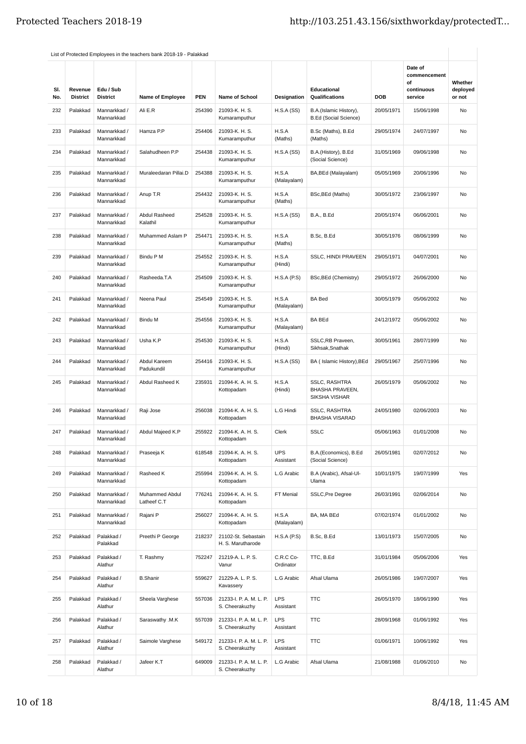List of Protected Employees in the teachers bank 2018-19 - Palakkad

| Sl. No. | Revenue District | Edu / Sub District | Name of Employee | PEN | Name of School | Designation | Educational Qualifications | DOB | Date of commencement of continuous service | Whether deployed or not |
|---|---|---|---|---|---|---|---|---|---|---|
| 232 | Palakkad | Mannarkkad / Mannarkkad | Ali E.R | 254390 | 21093-K. H. S. Kumaramputhur | H.S.A (SS) | B.A.(Islamic History), B.Ed (Social Science) | 20/05/1971 | 15/06/1998 | No |
| 233 | Palakkad | Mannarkkad / Mannarkkad | Hamza P.P | 254406 | 21093-K. H. S. Kumaramputhur | H.S.A (Maths) | B.Sc (Maths), B.Ed (Maths) | 29/05/1974 | 24/07/1997 | No |
| 234 | Palakkad | Mannarkkad / Mannarkkad | Salahudheen P.P | 254438 | 21093-K. H. S. Kumaramputhur | H.S.A (SS) | B.A.(History), B.Ed (Social Science) | 31/05/1969 | 09/06/1998 | No |
| 235 | Palakkad | Mannarkkad / Mannarkkad | Muraleedaran Pillai.D | 254388 | 21093-K. H. S. Kumaramputhur | H.S.A (Malayalam) | BA,BEd (Malayalam) | 05/05/1969 | 20/06/1996 | No |
| 236 | Palakkad | Mannarkkad / Mannarkkad | Anup T.R | 254432 | 21093-K. H. S. Kumaramputhur | H.S.A (Maths) | BSc,BEd (Maths) | 30/05/1972 | 23/06/1997 | No |
| 237 | Palakkad | Mannarkkad / Mannarkkad | Abdul Rasheed Kalathil | 254528 | 21093-K. H. S. Kumaramputhur | H.S.A (SS) | B.A., B.Ed | 20/05/1974 | 06/06/2001 | No |
| 238 | Palakkad | Mannarkkad / Mannarkkad | Muhammed Aslam P | 254471 | 21093-K. H. S. Kumaramputhur | H.S.A (Maths) | B.Sc, B.Ed | 30/05/1976 | 08/06/1999 | No |
| 239 | Palakkad | Mannarkkad / Mannarkkad | Bindu P M | 254552 | 21093-K. H. S. Kumaramputhur | H.S.A (Hindi) | SSLC, HINDI PRAVEEN | 29/05/1971 | 04/07/2001 | No |
| 240 | Palakkad | Mannarkkad / Mannarkkad | Rasheeda.T.A | 254509 | 21093-K. H. S. Kumaramputhur | H.S.A (P.S) | BSc,BEd (Chemistry) | 29/05/1972 | 26/06/2000 | No |
| 241 | Palakkad | Mannarkkad / Mannarkkad | Neena Paul | 254549 | 21093-K. H. S. Kumaramputhur | H.S.A (Malayalam) | BA Bed | 30/05/1979 | 05/06/2002 | No |
| 242 | Palakkad | Mannarkkad / Mannarkkad | Bindu M | 254556 | 21093-K. H. S. Kumaramputhur | H.S.A (Malayalam) | BA BEd | 24/12/1972 | 05/06/2002 | No |
| 243 | Palakkad | Mannarkkad / Mannarkkad | Usha K.P | 254530 | 21093-K. H. S. Kumaramputhur | H.S.A (Hindi) | SSLC,RB Praveen, Sikhsak,Snathak | 30/05/1961 | 28/07/1999 | No |
| 244 | Palakkad | Mannarkkad / Mannarkkad | Abdul Kareem Padukundil | 254416 | 21093-K. H. S. Kumaramputhur | H.S.A (SS) | BA ( Islamic History),BEd | 29/05/1967 | 25/07/1996 | No |
| 245 | Palakkad | Mannarkkad / Mannarkkad | Abdul Rasheed K | 235931 | 21094-K. A. H. S. Kottopadam | H.S.A (Hindi) | SSLC, RASHTRA BHASHA PRAVEEN, SIKSHA VISHAR | 26/05/1979 | 05/06/2002 | No |
| 246 | Palakkad | Mannarkkad / Mannarkkad | Raji Jose | 256038 | 21094-K. A. H. S. Kottopadam | L.G Hindi | SSLC, RASHTRA BHASHA VISARAD | 24/05/1980 | 02/06/2003 | No |
| 247 | Palakkad | Mannarkkad / Mannarkkad | Abdul Majeed K.P | 255922 | 21094-K. A. H. S. Kottopadam | Clerk | SSLC | 05/06/1963 | 01/01/2008 | No |
| 248 | Palakkad | Mannarkkad / Mannarkkad | Praseeja K | 618548 | 21094-K. A. H. S. Kottopadam | UPS Assistant | B.A.(Economics), B.Ed (Social Science) | 26/05/1981 | 02/07/2012 | No |
| 249 | Palakkad | Mannarkkad / Mannarkkad | Rasheed K | 255994 | 21094-K. A. H. S. Kottopadam | L.G Arabic | B.A (Arabic), Afsal-Ul-Ulama | 10/01/1975 | 19/07/1999 | Yes |
| 250 | Palakkad | Mannarkkad / Mannarkkad | Muhammed Abdul Latheef C.T | 776241 | 21094-K. A. H. S. Kottopadam | FT Menial | SSLC,Pre Degree | 26/03/1991 | 02/06/2014 | No |
| 251 | Palakkad | Mannarkkad / Mannarkkad | Rajani P | 256027 | 21094-K. A. H. S. Kottopadam | H.S.A (Malayalam) | BA, MA BEd | 07/02/1974 | 01/01/2002 | No |
| 252 | Palakkad | Palakkad / Palakkad | Preethi P George | 218237 | 21102-St. Sebastain H. S. Marutharode | H.S.A (P.S) | B.Sc, B.Ed | 13/01/1973 | 15/07/2005 | No |
| 253 | Palakkad | Palakkad / Alathur | T. Rashmy | 752247 | 21219-A. L. P. S. Vanur | C.R.C Co-Ordinator | TTC, B.Ed | 31/01/1984 | 05/06/2006 | Yes |
| 254 | Palakkad | Palakkad / Alathur | B.Shanir | 559627 | 21229-A. L. P. S. Kavassery | L.G Arabic | Afsal Ulama | 26/05/1986 | 19/07/2007 | Yes |
| 255 | Palakkad | Palakkad / Alathur | Sheela Varghese | 557036 | 21233-I. P. A. M. L. P. S. Cheerakuzhy | LPS Assistant | TTC | 26/05/1970 | 18/06/1990 | Yes |
| 256 | Palakkad | Palakkad / Alathur | Saraswathy .M.K | 557039 | 21233-I. P. A. M. L. P. S. Cheerakuzhy | LPS Assistant | TTC | 28/09/1968 | 01/06/1992 | Yes |
| 257 | Palakkad | Palakkad / Alathur | Saimole Varghese | 549172 | 21233-I. P. A. M. L. P. S. Cheerakuzhy | LPS Assistant | TTC | 01/06/1971 | 10/06/1992 | Yes |
| 258 | Palakkad | Palakkad / Alathur | Jafeer K.T | 649009 | 21233-I. P. A. M. L. P. S. Cheerakuzhy | L.G Arabic | Afsal Ulama | 21/08/1988 | 01/06/2010 | No |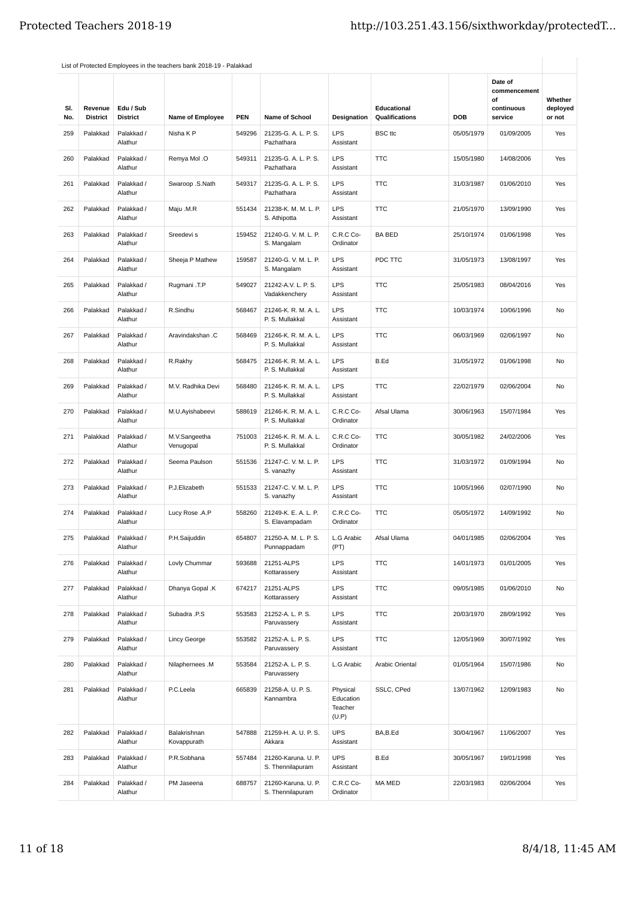List of Protected Employees in the teachers bank 2018-19 - Palakkad

| Sl. No. | Revenue District | Edu / Sub District | Name of Employee | PEN | Name of School | Designation | Educational Qualifications | DOB | Date of commencement of continuous service | Whether deployed or not |
|---|---|---|---|---|---|---|---|---|---|---|
| 259 | Palakkad | Palakkad / Alathur | Nisha K P | 549296 | 21235-G. A. L. P. S. Pazhathara | LPS Assistant | BSC ttc | 05/05/1979 | 01/09/2005 | Yes |
| 260 | Palakkad | Palakkad / Alathur | Remya Mol .O | 549311 | 21235-G. A. L. P. S. Pazhathara | LPS Assistant | TTC | 15/05/1980 | 14/08/2006 | Yes |
| 261 | Palakkad | Palakkad / Alathur | Swaroop .S.Nath | 549317 | 21235-G. A. L. P. S. Pazhathara | LPS Assistant | TTC | 31/03/1987 | 01/06/2010 | Yes |
| 262 | Palakkad | Palakkad / Alathur | Maju .M.R | 551434 | 21238-K. M. M. L. P. S. Athipotta | LPS Assistant | TTC | 21/05/1970 | 13/09/1990 | Yes |
| 263 | Palakkad | Palakkad / Alathur | Sreedevi s | 159452 | 21240-G. V. M. L. P. S. Mangalam | C.R.C Co-Ordinator | BA BED | 25/10/1974 | 01/06/1998 | Yes |
| 264 | Palakkad | Palakkad / Alathur | Sheeja P Mathew | 159587 | 21240-G. V. M. L. P. S. Mangalam | LPS Assistant | PDC TTC | 31/05/1973 | 13/08/1997 | Yes |
| 265 | Palakkad | Palakkad / Alathur | Rugmani .T.P | 549027 | 21242-A.V. L. P. S. Vadakkenchery | LPS Assistant | TTC | 25/05/1983 | 08/04/2016 | Yes |
| 266 | Palakkad | Palakkad / Alathur | R.Sindhu | 568467 | 21246-K. R. M. A. L. P. S. Mullakkal | LPS Assistant | TTC | 10/03/1974 | 10/06/1996 | No |
| 267 | Palakkad | Palakkad / Alathur | Aravindakshan .C | 568469 | 21246-K. R. M. A. L. P. S. Mullakkal | LPS Assistant | TTC | 06/03/1969 | 02/06/1997 | No |
| 268 | Palakkad | Palakkad / Alathur | R.Rakhy | 568475 | 21246-K. R. M. A. L. P. S. Mullakkal | LPS Assistant | B.Ed | 31/05/1972 | 01/06/1998 | No |
| 269 | Palakkad | Palakkad / Alathur | M.V. Radhika Devi | 568480 | 21246-K. R. M. A. L. P. S. Mullakkal | LPS Assistant | TTC | 22/02/1979 | 02/06/2004 | No |
| 270 | Palakkad | Palakkad / Alathur | M.U.Ayishabeevi | 588619 | 21246-K. R. M. A. L. P. S. Mullakkal | C.R.C Co-Ordinator | Afsal Ulama | 30/06/1963 | 15/07/1984 | Yes |
| 271 | Palakkad | Palakkad / Alathur | M.V.Sangeetha Venugopal | 751003 | 21246-K. R. M. A. L. P. S. Mullakkal | C.R.C Co-Ordinator | TTC | 30/05/1982 | 24/02/2006 | Yes |
| 272 | Palakkad | Palakkad / Alathur | Seema Paulson | 551536 | 21247-C. V. M. L. P. S. vanazhy | LPS Assistant | TTC | 31/03/1972 | 01/09/1994 | No |
| 273 | Palakkad | Palakkad / Alathur | P.J.Elizabeth | 551533 | 21247-C. V. M. L. P. S. vanazhy | LPS Assistant | TTC | 10/05/1966 | 02/07/1990 | No |
| 274 | Palakkad | Palakkad / Alathur | Lucy Rose .A.P | 558260 | 21249-K. E. A. L. P. S. Elavampadam | C.R.C Co-Ordinator | TTC | 05/05/1972 | 14/09/1992 | No |
| 275 | Palakkad | Palakkad / Alathur | P.H.Saijuddin | 654807 | 21250-A. M. L. P. S. Punnappadam | L.G Arabic (PT) | Afsal Ulama | 04/01/1985 | 02/06/2004 | Yes |
| 276 | Palakkad | Palakkad / Alathur | Lovly Chummar | 593688 | 21251-ALPS Kottarassery | LPS Assistant | TTC | 14/01/1973 | 01/01/2005 | Yes |
| 277 | Palakkad | Palakkad / Alathur | Dhanya Gopal .K | 674217 | 21251-ALPS Kottarassery | LPS Assistant | TTC | 09/05/1985 | 01/06/2010 | No |
| 278 | Palakkad | Palakkad / Alathur | Subadra .P.S | 553583 | 21252-A. L. P. S. Paruvassery | LPS Assistant | TTC | 20/03/1970 | 28/09/1992 | Yes |
| 279 | Palakkad | Palakkad / Alathur | Lincy George | 553582 | 21252-A. L. P. S. Paruvassery | LPS Assistant | TTC | 12/05/1969 | 30/07/1992 | Yes |
| 280 | Palakkad | Palakkad / Alathur | Nilaphernees .M | 553584 | 21252-A. L. P. S. Paruvassery | L.G Arabic | Arabic Oriental | 01/05/1964 | 15/07/1986 | No |
| 281 | Palakkad | Palakkad / Alathur | P.C.Leela | 665839 | 21258-A. U. P. S. Kannambra | Physical Education Teacher (U.P) | SSLC, CPed | 13/07/1962 | 12/09/1983 | No |
| 282 | Palakkad | Palakkad / Alathur | Balakrishnan Kovappurath | 547888 | 21259-H. A. U. P. S. Akkara | UPS Assistant | BA,B.Ed | 30/04/1967 | 11/06/2007 | Yes |
| 283 | Palakkad | Palakkad / Alathur | P.R.Sobhana | 557484 | 21260-Karuna. U. P. S. Thennilapuram | UPS Assistant | B.Ed | 30/05/1967 | 19/01/1998 | Yes |
| 284 | Palakkad | Palakkad / Alathur | PM Jaseena | 688757 | 21260-Karuna. U. P. S. Thennilapuram | C.R.C Co-Ordinator | MA MED | 22/03/1983 | 02/06/2004 | Yes |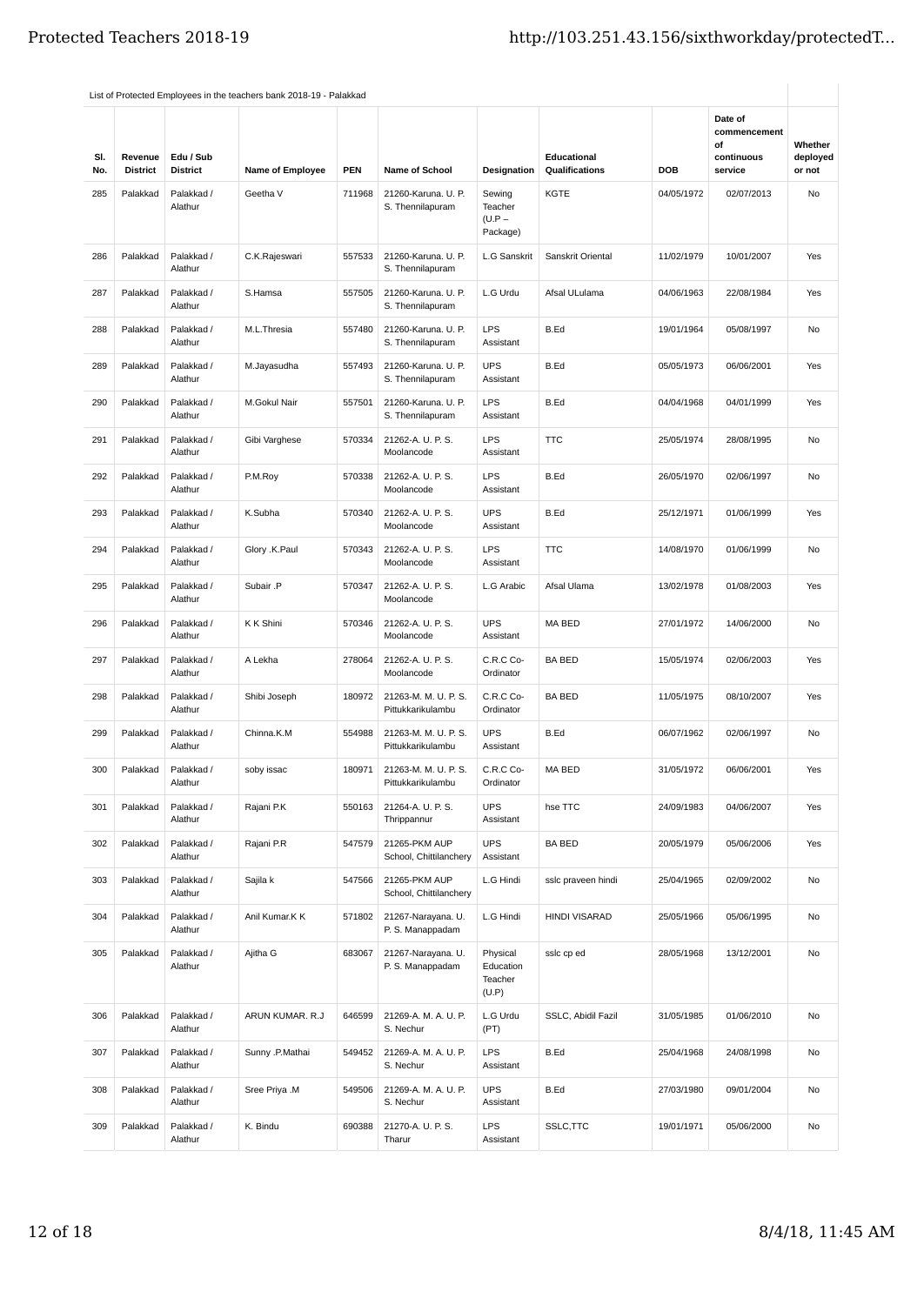List of Protected Employees in the teachers bank 2018-19 - Palakkad

| Sl. No. | Revenue District | Edu / Sub District | Name of Employee | PEN | Name of School | Designation | Educational Qualifications | DOB | Date of commencement of continuous service | Whether deployed or not |
|---|---|---|---|---|---|---|---|---|---|---|
| 285 | Palakkad | Palakkad / Alathur | Geetha V | 711968 | 21260-Karuna. U. P. S. Thennilapuram | Sewing Teacher (U.P – Package) | KGTE | 04/05/1972 | 02/07/2013 | No |
| 286 | Palakkad | Palakkad / Alathur | C.K.Rajeswari | 557533 | 21260-Karuna. U. P. S. Thennilapuram | L.G Sanskrit | Sanskrit Oriental | 11/02/1979 | 10/01/2007 | Yes |
| 287 | Palakkad | Palakkad / Alathur | S.Hamsa | 557505 | 21260-Karuna. U. P. S. Thennilapuram | L.G Urdu | Afsal ULulama | 04/06/1963 | 22/08/1984 | Yes |
| 288 | Palakkad | Palakkad / Alathur | M.L.Thresia | 557480 | 21260-Karuna. U. P. S. Thennilapuram | LPS Assistant | B.Ed | 19/01/1964 | 05/08/1997 | No |
| 289 | Palakkad | Palakkad / Alathur | M.Jayasudha | 557493 | 21260-Karuna. U. P. S. Thennilapuram | UPS Assistant | B.Ed | 05/05/1973 | 06/06/2001 | Yes |
| 290 | Palakkad | Palakkad / Alathur | M.Gokul Nair | 557501 | 21260-Karuna. U. P. S. Thennilapuram | LPS Assistant | B.Ed | 04/04/1968 | 04/01/1999 | Yes |
| 291 | Palakkad | Palakkad / Alathur | Gibi Varghese | 570334 | 21262-A. U. P. S. Moolancode | LPS Assistant | TTC | 25/05/1974 | 28/08/1995 | No |
| 292 | Palakkad | Palakkad / Alathur | P.M.Roy | 570338 | 21262-A. U. P. S. Moolancode | LPS Assistant | B.Ed | 26/05/1970 | 02/06/1997 | No |
| 293 | Palakkad | Palakkad / Alathur | K.Subha | 570340 | 21262-A. U. P. S. Moolancode | UPS Assistant | B.Ed | 25/12/1971 | 01/06/1999 | Yes |
| 294 | Palakkad | Palakkad / Alathur | Glory .K.Paul | 570343 | 21262-A. U. P. S. Moolancode | LPS Assistant | TTC | 14/08/1970 | 01/06/1999 | No |
| 295 | Palakkad | Palakkad / Alathur | Subair .P | 570347 | 21262-A. U. P. S. Moolancode | L.G Arabic | Afsal Ulama | 13/02/1978 | 01/08/2003 | Yes |
| 296 | Palakkad | Palakkad / Alathur | K K Shini | 570346 | 21262-A. U. P. S. Moolancode | UPS Assistant | MA BED | 27/01/1972 | 14/06/2000 | No |
| 297 | Palakkad | Palakkad / Alathur | A Lekha | 278064 | 21262-A. U. P. S. Moolancode | C.R.C Co-Ordinator | BA BED | 15/05/1974 | 02/06/2003 | Yes |
| 298 | Palakkad | Palakkad / Alathur | Shibi Joseph | 180972 | 21263-M. M. U. P. S. Pittukkarikulambu | C.R.C Co-Ordinator | BA BED | 11/05/1975 | 08/10/2007 | Yes |
| 299 | Palakkad | Palakkad / Alathur | Chinna.K.M | 554988 | 21263-M. M. U. P. S. Pittukkarikulambu | UPS Assistant | B.Ed | 06/07/1962 | 02/06/1997 | No |
| 300 | Palakkad | Palakkad / Alathur | soby issac | 180971 | 21263-M. M. U. P. S. Pittukkarikulambu | C.R.C Co-Ordinator | MA BED | 31/05/1972 | 06/06/2001 | Yes |
| 301 | Palakkad | Palakkad / Alathur | Rajani P.K | 550163 | 21264-A. U. P. S. Thrippannur | UPS Assistant | hse TTC | 24/09/1983 | 04/06/2007 | Yes |
| 302 | Palakkad | Palakkad / Alathur | Rajani P.R | 547579 | 21265-PKM AUP School, Chittilanchery | UPS Assistant | BA BED | 20/05/1979 | 05/06/2006 | Yes |
| 303 | Palakkad | Palakkad / Alathur | Sajila k | 547566 | 21265-PKM AUP School, Chittilanchery | L.G Hindi | sslc praveen hindi | 25/04/1965 | 02/09/2002 | No |
| 304 | Palakkad | Palakkad / Alathur | Anil Kumar.K K | 571802 | 21267-Narayana. U. P. S. Manappadam | L.G Hindi | HINDI VISARAD | 25/05/1966 | 05/06/1995 | No |
| 305 | Palakkad | Palakkad / Alathur | Ajitha G | 683067 | 21267-Narayana. U. P. S. Manappadam | Physical Education Teacher (U.P) | sslc cp ed | 28/05/1968 | 13/12/2001 | No |
| 306 | Palakkad | Palakkad / Alathur | ARUN KUMAR. R.J | 646599 | 21269-A. M. A. U. P. S. Nechur | L.G Urdu (PT) | SSLC, Abidil Fazil | 31/05/1985 | 01/06/2010 | No |
| 307 | Palakkad | Palakkad / Alathur | Sunny .P.Mathai | 549452 | 21269-A. M. A. U. P. S. Nechur | LPS Assistant | B.Ed | 25/04/1968 | 24/08/1998 | No |
| 308 | Palakkad | Palakkad / Alathur | Sree Priya .M | 549506 | 21269-A. M. A. U. P. S. Nechur | UPS Assistant | B.Ed | 27/03/1980 | 09/01/2004 | No |
| 309 | Palakkad | Palakkad / Alathur | K. Bindu | 690388 | 21270-A. U. P. S. Tharur | LPS Assistant | SSLC,TTC | 19/01/1971 | 05/06/2000 | No |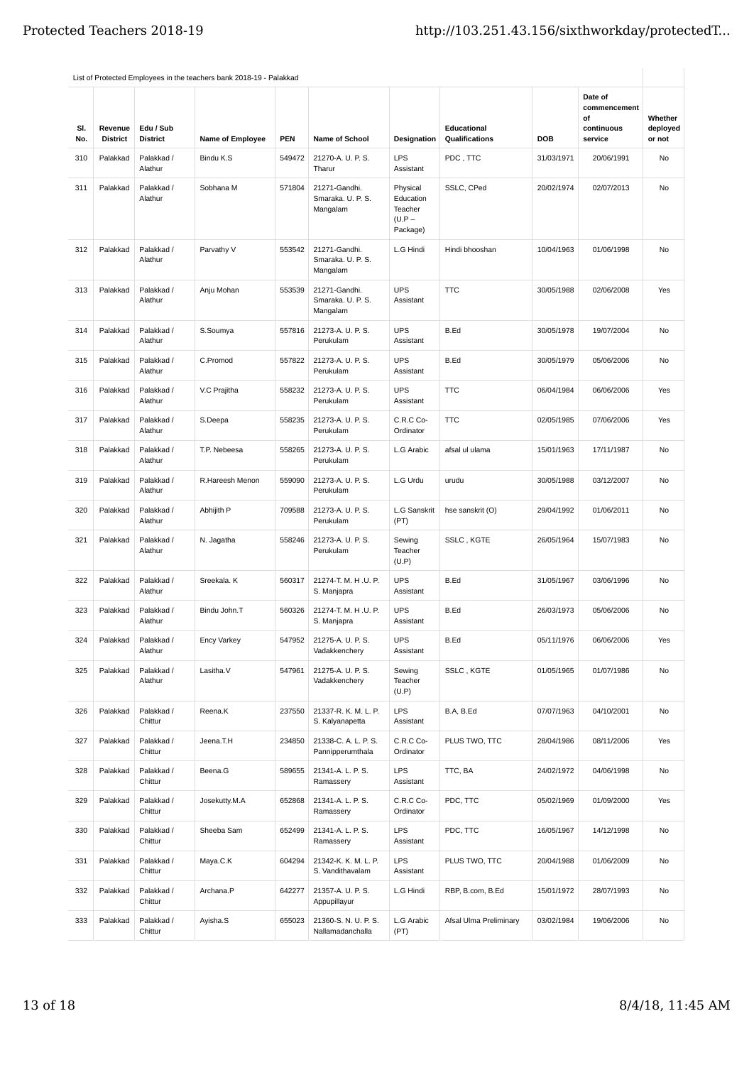List of Protected Employees in the teachers bank 2018-19 - Palakkad

| Sl. No. | Revenue District | Edu / Sub District | Name of Employee | PEN | Name of School | Designation | Educational Qualifications | DOB | Date of commencement of continuous service | Whether deployed or not |
|---|---|---|---|---|---|---|---|---|---|---|
| 310 | Palakkad | Palakkad / Alathur | Bindu K.S | 549472 | 21270-A. U. P. S. Tharur | LPS Assistant | PDC , TTC | 31/03/1971 | 20/06/1991 | No |
| 311 | Palakkad | Palakkad / Alathur | Sobhana M | 571804 | 21271-Gandhi. Smaraka. U. P. S. Mangalam | Physical Education Teacher (U.P – Package) | SSLC, CPed | 20/02/1974 | 02/07/2013 | No |
| 312 | Palakkad | Palakkad / Alathur | Parvathy V | 553542 | 21271-Gandhi. Smaraka. U. P. S. Mangalam | L.G Hindi | Hindi bhooshan | 10/04/1963 | 01/06/1998 | No |
| 313 | Palakkad | Palakkad / Alathur | Anju Mohan | 553539 | 21271-Gandhi. Smaraka. U. P. S. Mangalam | UPS Assistant | TTC | 30/05/1988 | 02/06/2008 | Yes |
| 314 | Palakkad | Palakkad / Alathur | S.Soumya | 557816 | 21273-A. U. P. S. Perukulam | UPS Assistant | B.Ed | 30/05/1978 | 19/07/2004 | No |
| 315 | Palakkad | Palakkad / Alathur | C.Promod | 557822 | 21273-A. U. P. S. Perukulam | UPS Assistant | B.Ed | 30/05/1979 | 05/06/2006 | No |
| 316 | Palakkad | Palakkad / Alathur | V.C Prajitha | 558232 | 21273-A. U. P. S. Perukulam | UPS Assistant | TTC | 06/04/1984 | 06/06/2006 | Yes |
| 317 | Palakkad | Palakkad / Alathur | S.Deepa | 558235 | 21273-A. U. P. S. Perukulam | C.R.C Co-Ordinator | TTC | 02/05/1985 | 07/06/2006 | Yes |
| 318 | Palakkad | Palakkad / Alathur | T.P. Nebeesa | 558265 | 21273-A. U. P. S. Perukulam | L.G Arabic | afsal ul ulama | 15/01/1963 | 17/11/1987 | No |
| 319 | Palakkad | Palakkad / Alathur | R.Hareesh Menon | 559090 | 21273-A. U. P. S. Perukulam | L.G Urdu | urudu | 30/05/1988 | 03/12/2007 | No |
| 320 | Palakkad | Palakkad / Alathur | Abhijith P | 709588 | 21273-A. U. P. S. Perukulam | L.G Sanskrit (PT) | hse sanskrit (O) | 29/04/1992 | 01/06/2011 | No |
| 321 | Palakkad | Palakkad / Alathur | N. Jagatha | 558246 | 21273-A. U. P. S. Perukulam | Sewing Teacher (U.P) | SSLC , KGTE | 26/05/1964 | 15/07/1983 | No |
| 322 | Palakkad | Palakkad / Alathur | Sreekala. K | 560317 | 21274-T. M. H .U. P. S. Manjapra | UPS Assistant | B.Ed | 31/05/1967 | 03/06/1996 | No |
| 323 | Palakkad | Palakkad / Alathur | Bindu John.T | 560326 | 21274-T. M. H .U. P. S. Manjapra | UPS Assistant | B.Ed | 26/03/1973 | 05/06/2006 | No |
| 324 | Palakkad | Palakkad / Alathur | Ency Varkey | 547952 | 21275-A. U. P. S. Vadakkenchery | UPS Assistant | B.Ed | 05/11/1976 | 06/06/2006 | Yes |
| 325 | Palakkad | Palakkad / Alathur | Lasitha.V | 547961 | 21275-A. U. P. S. Vadakkenchery | Sewing Teacher (U.P) | SSLC , KGTE | 01/05/1965 | 01/07/1986 | No |
| 326 | Palakkad | Palakkad / Chittur | Reena.K | 237550 | 21337-R. K. M. L. P. S. Kalyanapetta | LPS Assistant | B.A, B.Ed | 07/07/1963 | 04/10/2001 | No |
| 327 | Palakkad | Palakkad / Chittur | Jeena.T.H | 234850 | 21338-C. A. L. P. S. Pannipperumthala | C.R.C Co-Ordinator | PLUS TWO, TTC | 28/04/1986 | 08/11/2006 | Yes |
| 328 | Palakkad | Palakkad / Chittur | Beena.G | 589655 | 21341-A. L. P. S. Ramassery | LPS Assistant | TTC, BA | 24/02/1972 | 04/06/1998 | No |
| 329 | Palakkad | Palakkad / Chittur | Josekutty.M.A | 652868 | 21341-A. L. P. S. Ramassery | C.R.C Co-Ordinator | PDC, TTC | 05/02/1969 | 01/09/2000 | Yes |
| 330 | Palakkad | Palakkad / Chittur | Sheeba Sam | 652499 | 21341-A. L. P. S. Ramassery | LPS Assistant | PDC, TTC | 16/05/1967 | 14/12/1998 | No |
| 331 | Palakkad | Palakkad / Chittur | Maya.C.K | 604294 | 21342-K. K. M. L. P. S. Vandithavalam | LPS Assistant | PLUS TWO, TTC | 20/04/1988 | 01/06/2009 | No |
| 332 | Palakkad | Palakkad / Chittur | Archana.P | 642277 | 21357-A. U. P. S. Appupillayur | L.G Hindi | RBP, B.com, B.Ed | 15/01/1972 | 28/07/1993 | No |
| 333 | Palakkad | Palakkad / Chittur | Ayisha.S | 655023 | 21360-S. N. U. P. S. Nallamadanchalla | L.G Arabic (PT) | Afsal Ulma Preliminary | 03/02/1984 | 19/06/2006 | No |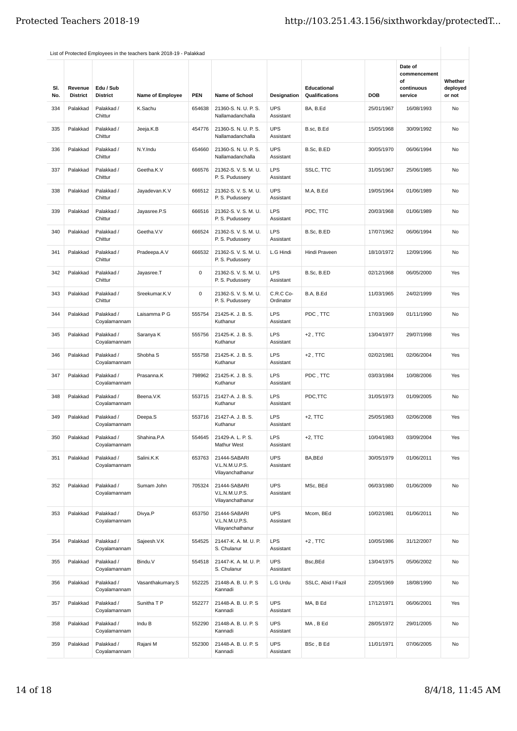List of Protected Employees in the teachers bank 2018-19 - Palakkad

| Sl. No. | Revenue District | Edu / Sub District | Name of Employee | PEN | Name of School | Designation | Educational Qualifications | DOB | Date of commencement of continuous service | Whether deployed or not |
|---|---|---|---|---|---|---|---|---|---|---|
| 334 | Palakkad | Palakkad / Chittur | K.Sachu | 654638 | 21360-S. N. U. P. S. Nallamadanchalla | UPS Assistant | BA, B.Ed | 25/01/1967 | 16/08/1993 | No |
| 335 | Palakkad | Palakkad / Chittur | Jeeja.K.B | 454776 | 21360-S. N. U. P. S. Nallamadanchalla | UPS Assistant | B.sc, B.Ed | 15/05/1968 | 30/09/1992 | No |
| 336 | Palakkad | Palakkad / Chittur | N.Y.Indu | 654660 | 21360-S. N. U. P. S. Nallamadanchalla | UPS Assistant | B.Sc, B.ED | 30/05/1970 | 06/06/1994 | No |
| 337 | Palakkad | Palakkad / Chittur | Geetha.K.V | 666576 | 21362-S. V. S. M. U. P. S. Pudussery | LPS Assistant | SSLC, TTC | 31/05/1967 | 25/06/1985 | No |
| 338 | Palakkad | Palakkad / Chittur | Jayadevan.K.V | 666512 | 21362-S. V. S. M. U. P. S. Pudussery | UPS Assistant | M.A, B.Ed | 19/05/1964 | 01/06/1989 | No |
| 339 | Palakkad | Palakkad / Chittur | Jayasree.P.S | 666516 | 21362-S. V. S. M. U. P. S. Pudussery | LPS Assistant | PDC, TTC | 20/03/1968 | 01/06/1989 | No |
| 340 | Palakkad | Palakkad / Chittur | Geetha.V.V | 666524 | 21362-S. V. S. M. U. P. S. Pudussery | LPS Assistant | B.Sc, B.ED | 17/07/1962 | 06/06/1994 | No |
| 341 | Palakkad | Palakkad / Chittur | Pradeepa.A.V | 666532 | 21362-S. V. S. M. U. P. S. Pudussery | L.G Hindi | Hindi Praveen | 18/10/1972 | 12/09/1996 | No |
| 342 | Palakkad | Palakkad / Chittur | Jayasree.T | 0 | 21362-S. V. S. M. U. P. S. Pudussery | LPS Assistant | B.Sc, B.ED | 02/12/1968 | 06/05/2000 | Yes |
| 343 | Palakkad | Palakkad / Chittur | Sreekumar.K.V | 0 | 21362-S. V. S. M. U. P. S. Pudussery | C.R.C Co-Ordinator | B.A, B.Ed | 11/03/1965 | 24/02/1999 | Yes |
| 344 | Palakkad | Palakkad / Coyalamannam | Laisamma P G | 555754 | 21425-K. J. B. S. Kuthanur | LPS Assistant | PDC , TTC | 17/03/1969 | 01/11/1990 | No |
| 345 | Palakkad | Palakkad / Coyalamannam | Saranya K | 555756 | 21425-K. J. B. S. Kuthanur | LPS Assistant | +2 , TTC | 13/04/1977 | 29/07/1998 | Yes |
| 346 | Palakkad | Palakkad / Coyalamannam | Shobha S | 555758 | 21425-K. J. B. S. Kuthanur | LPS Assistant | +2 , TTC | 02/02/1981 | 02/06/2004 | Yes |
| 347 | Palakkad | Palakkad / Coyalamannam | Prasanna.K | 798962 | 21425-K. J. B. S. Kuthanur | LPS Assistant | PDC , TTC | 03/03/1984 | 10/08/2006 | Yes |
| 348 | Palakkad | Palakkad / Coyalamannam | Beena.V.K | 553715 | 21427-A. J. B. S. Kuthanur | LPS Assistant | PDC,TTC | 31/05/1973 | 01/09/2005 | No |
| 349 | Palakkad | Palakkad / Coyalamannam | Deepa.S | 553716 | 21427-A. J. B. S. Kuthanur | LPS Assistant | +2, TTC | 25/05/1983 | 02/06/2008 | Yes |
| 350 | Palakkad | Palakkad / Coyalamannam | Shahina.P.A | 554645 | 21429-A. L. P. S. Mathur West | LPS Assistant | +2, TTC | 10/04/1983 | 03/09/2004 | Yes |
| 351 | Palakkad | Palakkad / Coyalamannam | Salini.K.K | 653763 | 21444-SABARI V.L.N.M.U.P.S. Vilayanchathanur | UPS Assistant | BA,BEd | 30/05/1979 | 01/06/2011 | Yes |
| 352 | Palakkad | Palakkad / Coyalamannam | Sumam John | 705324 | 21444-SABARI V.L.N.M.U.P.S. Vilayanchathanur | UPS Assistant | MSc, BEd | 06/03/1980 | 01/06/2009 | No |
| 353 | Palakkad | Palakkad / Coyalamannam | Divya.P | 653750 | 21444-SABARI V.L.N.M.U.P.S. Vilayanchathanur | UPS Assistant | Mcom, BEd | 10/02/1981 | 01/06/2011 | No |
| 354 | Palakkad | Palakkad / Coyalamannam | Sajeesh.V.K | 554525 | 21447-K. A. M. U. P. S. Chulanur | LPS Assistant | +2 , TTC | 10/05/1986 | 31/12/2007 | No |
| 355 | Palakkad | Palakkad / Coyalamannam | Bindu.V | 554518 | 21447-K. A. M. U. P. S. Chulanur | UPS Assistant | Bsc,BEd | 13/04/1975 | 05/06/2002 | No |
| 356 | Palakkad | Palakkad / Coyalamannam | Vasanthakumary.S | 552225 | 21448-A. B. U. P. S Kannadi | L.G Urdu | SSLC, Abid I Fazil | 22/05/1969 | 18/08/1990 | No |
| 357 | Palakkad | Palakkad / Coyalamannam | Sunitha T P | 552277 | 21448-A. B. U. P. S Kannadi | UPS Assistant | MA, B Ed | 17/12/1971 | 06/06/2001 | Yes |
| 358 | Palakkad | Palakkad / Coyalamannam | Indu B | 552290 | 21448-A. B. U. P. S Kannadi | UPS Assistant | MA , B Ed | 28/05/1972 | 29/01/2005 | No |
| 359 | Palakkad | Palakkad / Coyalamannam | Rajani M | 552300 | 21448-A. B. U. P. S Kannadi | UPS Assistant | BSc , B Ed | 11/01/1971 | 07/06/2005 | No |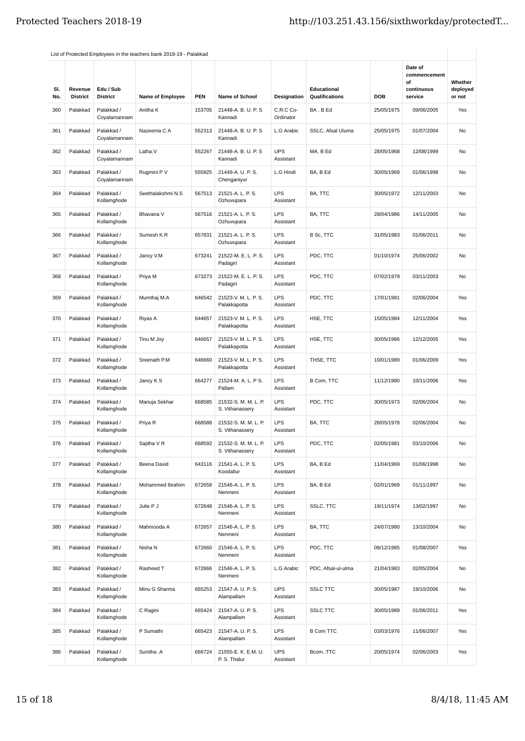List of Protected Employees in the teachers bank 2018-19 - Palakkad

| Sl. No. | Revenue District | Edu / Sub District | Name of Employee | PEN | Name of School | Designation | Educational Qualifications | DOB | Date of commencement of continuous service | Whether deployed or not |
|---|---|---|---|---|---|---|---|---|---|---|
| 360 | Palakkad | Palakkad / Coyalamannam | Anitha K | 153705 | 21448-A. B. U. P. S Kannadi | C.R.C Co-Ordinator | BA , B Ed | 25/05/1975 | 09/06/2005 | Yes |
| 361 | Palakkad | Palakkad / Coyalamannam | Nazeema C A | 552313 | 21448-A. B. U. P. S Kannadi | L.G Arabic | SSLC, Afsal Uluma | 25/05/1975 | 01/07/2004 | No |
| 362 | Palakkad | Palakkad / Coyalamannam | Latha.V | 552267 | 21448-A. B. U. P. S Kannadi | UPS Assistant | MA. B Ed | 28/05/1968 | 12/08/1999 | No |
| 363 | Palakkad | Palakkad / Coyalamannam | Rugmini P V | 555925 | 21449-A. U. P. S. Chenganiyur | L.G Hindi | BA, B Ed | 30/05/1969 | 01/06/1998 | No |
| 364 | Palakkad | Palakkad / Kollamghode | Seethalakshmi N.S | 567513 | 21521-A. L. P. S. Ozhuvupara | LPS Assistant | BA, TTC | 30/05/1972 | 12/11/2003 | No |
| 365 | Palakkad | Palakkad / Kollamghode | Bhavana V | 567516 | 21521-A. L. P. S. Ozhuvupara | LPS Assistant | BA, TTC | 28/04/1986 | 14/11/2005 | No |
| 366 | Palakkad | Palakkad / Kollamghode | Sumesh K.R | 657831 | 21521-A. L. P. S. Ozhuvupara | LPS Assistant | B Sc, TTC | 31/05/1983 | 01/06/2011 | No |
| 367 | Palakkad | Palakkad / Kollamghode | Jancy V.M | 673241 | 21522-M. E. L. P. S. Padagiri | LPS Assistant | PDC, TTC | 01/10/1974 | 25/06/2002 | No |
| 368 | Palakkad | Palakkad / Kollamghode | Priya M | 673273 | 21522-M. E. L. P. S. Padagiri | LPS Assistant | PDC, TTC | 07/02/1979 | 03/11/2003 | No |
| 369 | Palakkad | Palakkad / Kollamghode | Mumthaj M.A | 646542 | 21523-V. M. L. P. S. Palakkapotta | LPS Assistant | PDC, TTC | 17/01/1981 | 02/06/2004 | Yes |
| 370 | Palakkad | Palakkad / Kollamghode | Riyas A | 644657 | 21523-V. M. L. P. S. Palakkapotta | LPS Assistant | HSE, TTC | 15/05/1984 | 12/11/2004 | Yes |
| 371 | Palakkad | Palakkad / Kollamghode | Tinu M Joy | 646657 | 21523-V. M. L. P. S. Palakkapotta | LPS Assistant | HSE, TTC | 30/05/1986 | 12/12/2005 | Yes |
| 372 | Palakkad | Palakkad / Kollamghode | Sreenath P.M | 646660 | 21523-V. M. L. P. S. Palakkapotta | LPS Assistant | THSE, TTC | 10/01/1989 | 01/06/2009 | Yes |
| 373 | Palakkad | Palakkad / Kollamghode | Jancy K S | 664277 | 21524-M. A. L. P S. Pallam | LPS Assistant | B Com, TTC | 11/12/1980 | 10/11/2006 | Yes |
| 374 | Palakkad | Palakkad / Kollamghode | Manuja Sekhar | 668585 | 21532-S. M. M. L. P. S. Vithanassery | LPS Assistant | PDC, TTC | 30/05/1973 | 02/06/2004 | No |
| 375 | Palakkad | Palakkad / Kollamghode | Priya R | 668588 | 21532-S. M. M. L. P. S. Vithanassery | LPS Assistant | BA, TTC | 28/05/1978 | 02/06/2004 | No |
| 376 | Palakkad | Palakkad / Kollamghode | Sajitha V R | 668592 | 21532-S. M. M. L. P. S. Vithanassery | LPS Assistant | PDC, TTC | 02/05/1981 | 03/10/2006 | No |
| 377 | Palakkad | Palakkad / Kollamghode | Beena David | 643116 | 21541-A. L. P. S. Koodallur | LPS Assistant | BA, B Ed | 11/04/1969 | 01/06/1998 | No |
| 378 | Palakkad | Palakkad / Kollamghode | Mohammed Ibrahim | 672658 | 21546-A. L. P. S. Nenmeni | LPS Assistant | BA, B Ed | 02/01/1969 | 01/11/1997 | No |
| 379 | Palakkad | Palakkad / Kollamghode | Julie P J | 672648 | 21546-A. L. P. S. Nenmeni | LPS Assistant | SSLC, TTC | 19/11/1974 | 13/02/1997 | No |
| 380 | Palakkad | Palakkad / Kollamghode | Mahmooda A | 672657 | 21546-A. L. P. S. Nenmeni | LPS Assistant | BA, TTC | 24/07/1980 | 13/10/2004 | No |
| 381 | Palakkad | Palakkad / Kollamghode | Nisha N | 672660 | 21546-A. L. P. S. Nenmeni | LPS Assistant | PDC, TTC | 09/12/1985 | 01/08/2007 | Yes |
| 382 | Palakkad | Palakkad / Kollamghode | Rasheed T | 672666 | 21546-A. L. P. S. Nenmeni | L.G Arabic | PDC, Afsal-ul-ulma | 21/04/1983 | 02/05/2004 | No |
| 383 | Palakkad | Palakkad / Kollamghode | Minu G Sharma | 665253 | 21547-A. U. P. S. Alampallam | UPS Assistant | SSLC TTC | 30/05/1987 | 19/10/2006 | No |
| 384 | Palakkad | Palakkad / Kollamghode | C Ragini | 665424 | 21547-A. U. P. S. Alampallam | LPS Assistant | SSLC TTC | 30/05/1989 | 01/06/2011 | Yes |
| 385 | Palakkad | Palakkad / Kollamghode | P Sumathi | 665423 | 21547-A. U. P. S. Alampallam | LPS Assistant | B Com TTC | 03/03/1976 | 11/06/2007 | Yes |
| 386 | Palakkad | Palakkad / Kollamghode | Sunitha .A | 666724 | 21555-E. K. E.M. U. P. S. Thalur | UPS Assistant | Bcom..TTC | 20/05/1974 | 02/06/2003 | Yes |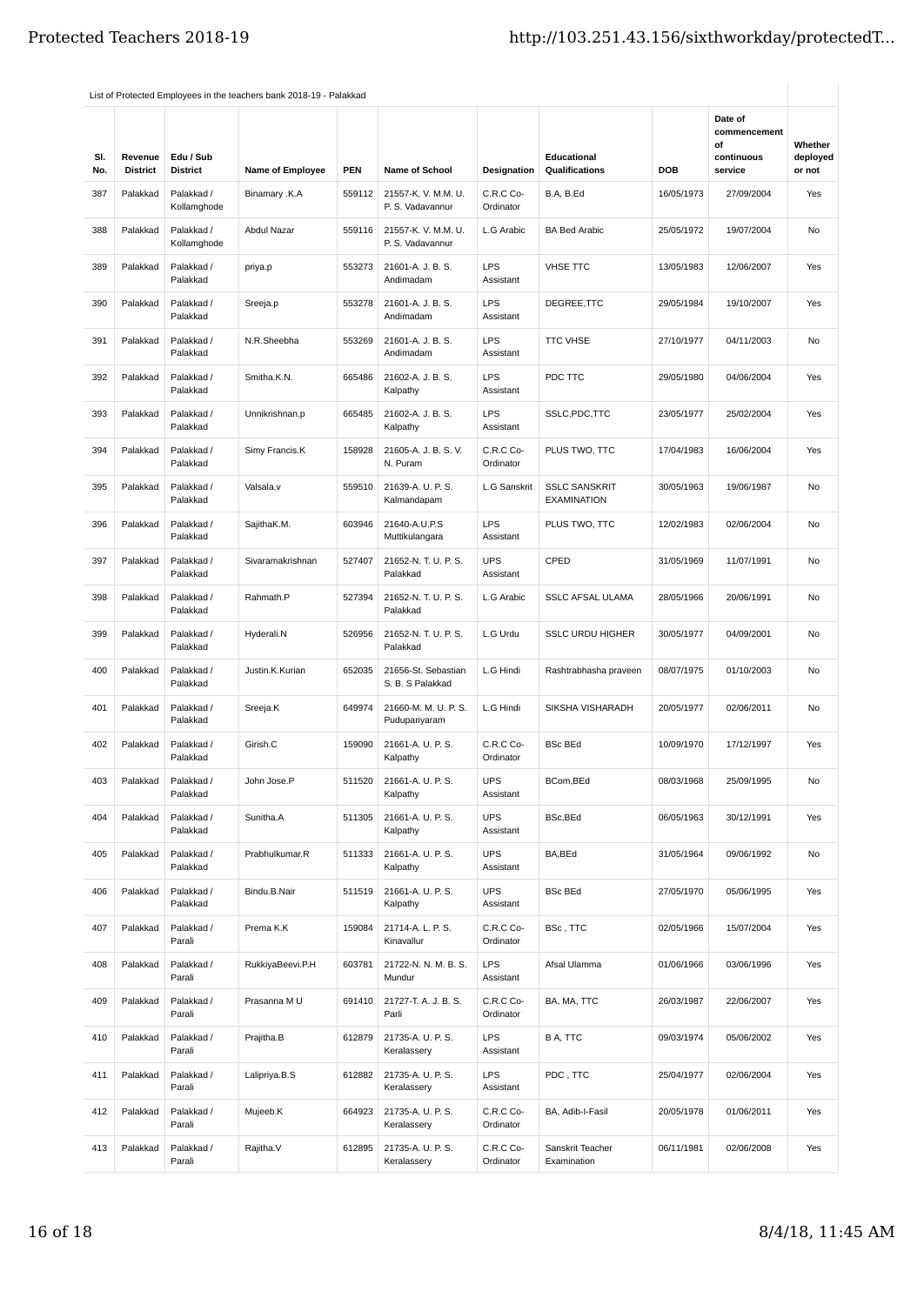List of Protected Employees in the teachers bank 2018-19 - Palakkad

| Sl. No. | Revenue District | Edu / Sub District | Name of Employee | PEN | Name of School | Designation | Educational Qualifications | DOB | Date of commencement of continuous service | Whether deployed or not |
|---|---|---|---|---|---|---|---|---|---|---|
| 387 | Palakkad | Palakkad / Kollamghode | Binamary .K.A | 559112 | 21557-K. V. M.M. U. P. S. Vadavannur | C.R.C Co-Ordinator | B.A, B.Ed | 16/05/1973 | 27/09/2004 | Yes |
| 388 | Palakkad | Palakkad / Kollamghode | Abdul Nazar | 559116 | 21557-K. V. M.M. U. P. S. Vadavannur | L.G Arabic | BA Bed Arabic | 25/05/1972 | 19/07/2004 | No |
| 389 | Palakkad | Palakkad / Palakkad | priya.p | 553273 | 21601-A. J. B. S. Andimadam | LPS Assistant | VHSE TTC | 13/05/1983 | 12/06/2007 | Yes |
| 390 | Palakkad | Palakkad / Palakkad | Sreeja.p | 553278 | 21601-A. J. B. S. Andimadam | LPS Assistant | DEGREE,TTC | 29/05/1984 | 19/10/2007 | Yes |
| 391 | Palakkad | Palakkad / Palakkad | N.R.Sheebha | 553269 | 21601-A. J. B. S. Andimadam | LPS Assistant | TTC VHSE | 27/10/1977 | 04/11/2003 | No |
| 392 | Palakkad | Palakkad / Palakkad | Smitha.K.N. | 665486 | 21602-A. J. B. S. Kalpathy | LPS Assistant | PDC TTC | 29/05/1980 | 04/06/2004 | Yes |
| 393 | Palakkad | Palakkad / Palakkad | Unnikrishnan.p | 665485 | 21602-A. J. B. S. Kalpathy | LPS Assistant | SSLC,PDC,TTC | 23/05/1977 | 25/02/2004 | Yes |
| 394 | Palakkad | Palakkad / Palakkad | Simy Francis.K | 158928 | 21605-A. J. B. S. V. N. Puram | C.R.C Co-Ordinator | PLUS TWO, TTC | 17/04/1983 | 16/06/2004 | Yes |
| 395 | Palakkad | Palakkad / Palakkad | Valsala.v | 559510 | 21639-A. U. P. S. Kalmandapam | L.G Sanskrit | SSLC SANSKRIT EXAMINATION | 30/05/1963 | 19/06/1987 | No |
| 396 | Palakkad | Palakkad / Palakkad | SajithaK.M. | 603946 | 21640-A.U.P.S Muttikulangara | LPS Assistant | PLUS TWO, TTC | 12/02/1983 | 02/06/2004 | No |
| 397 | Palakkad | Palakkad / Palakkad | Sivaramakrishnan | 527407 | 21652-N. T. U. P. S. Palakkad | UPS Assistant | CPED | 31/05/1969 | 11/07/1991 | No |
| 398 | Palakkad | Palakkad / Palakkad | Rahmath.P | 527394 | 21652-N. T. U. P. S. Palakkad | L.G Arabic | SSLC AFSAL ULAMA | 28/05/1966 | 20/06/1991 | No |
| 399 | Palakkad | Palakkad / Palakkad | Hyderali.N | 526956 | 21652-N. T. U. P. S. Palakkad | L.G Urdu | SSLC URDU HIGHER | 30/05/1977 | 04/09/2001 | No |
| 400 | Palakkad | Palakkad / Palakkad | Justin.K.Kurian | 652035 | 21656-St. Sebastian S. B. S Palakkad | L.G Hindi | Rashtrabhasha praveen | 08/07/1975 | 01/10/2003 | No |
| 401 | Palakkad | Palakkad / Palakkad | Sreeja.K | 649974 | 21660-M. M. U. P. S. Puduppariyaram | L.G Hindi | SIKSHA VISHARADH | 20/05/1977 | 02/06/2011 | No |
| 402 | Palakkad | Palakkad / Palakkad | Girish.C | 159090 | 21661-A. U. P. S. Kalpathy | C.R.C Co-Ordinator | BSc BEd | 10/09/1970 | 17/12/1997 | Yes |
| 403 | Palakkad | Palakkad / Palakkad | John Jose.P | 511520 | 21661-A. U. P. S. Kalpathy | UPS Assistant | BCom,BEd | 08/03/1968 | 25/09/1995 | No |
| 404 | Palakkad | Palakkad / Palakkad | Sunitha.A | 511305 | 21661-A. U. P. S. Kalpathy | UPS Assistant | BSc,BEd | 06/05/1963 | 30/12/1991 | Yes |
| 405 | Palakkad | Palakkad / Palakkad | Prabhulkumar.R | 511333 | 21661-A. U. P. S. Kalpathy | UPS Assistant | BA,BEd | 31/05/1964 | 09/06/1992 | No |
| 406 | Palakkad | Palakkad / Palakkad | Bindu.B.Nair | 511519 | 21661-A. U. P. S. Kalpathy | UPS Assistant | BSc BEd | 27/05/1970 | 05/06/1995 | Yes |
| 407 | Palakkad | Palakkad / Parali | Prema K.K | 159084 | 21714-A. L. P. S. Kinavallur | C.R.C Co-Ordinator | BSc , TTC | 02/05/1966 | 15/07/2004 | Yes |
| 408 | Palakkad | Palakkad / Parali | RukkiyaBeevi.P.H | 603781 | 21722-N. N. M. B. S. Mundur | LPS Assistant | Afsal Ulamma | 01/06/1966 | 03/06/1996 | Yes |
| 409 | Palakkad | Palakkad / Parali | Prasanna M U | 691410 | 21727-T. A. J. B. S. Parli | C.R.C Co-Ordinator | BA, MA, TTC | 26/03/1987 | 22/06/2007 | Yes |
| 410 | Palakkad | Palakkad / Parali | Prajitha.B | 612879 | 21735-A. U. P. S. Keralassery | LPS Assistant | B A, TTC | 09/03/1974 | 05/06/2002 | Yes |
| 411 | Palakkad | Palakkad / Parali | Lalipriya.B.S | 612882 | 21735-A. U. P. S. Keralassery | LPS Assistant | PDC , TTC | 25/04/1977 | 02/06/2004 | Yes |
| 412 | Palakkad | Palakkad / Parali | Mujeeb.K | 664923 | 21735-A. U. P. S. Keralassery | C.R.C Co-Ordinator | BA, Adib-I-Fasil | 20/05/1978 | 01/06/2011 | Yes |
| 413 | Palakkad | Palakkad / Parali | Rajitha.V | 612895 | 21735-A. U. P. S. Keralassery | C.R.C Co-Ordinator | Sanskrit Teacher Examination | 06/11/1981 | 02/06/2008 | Yes |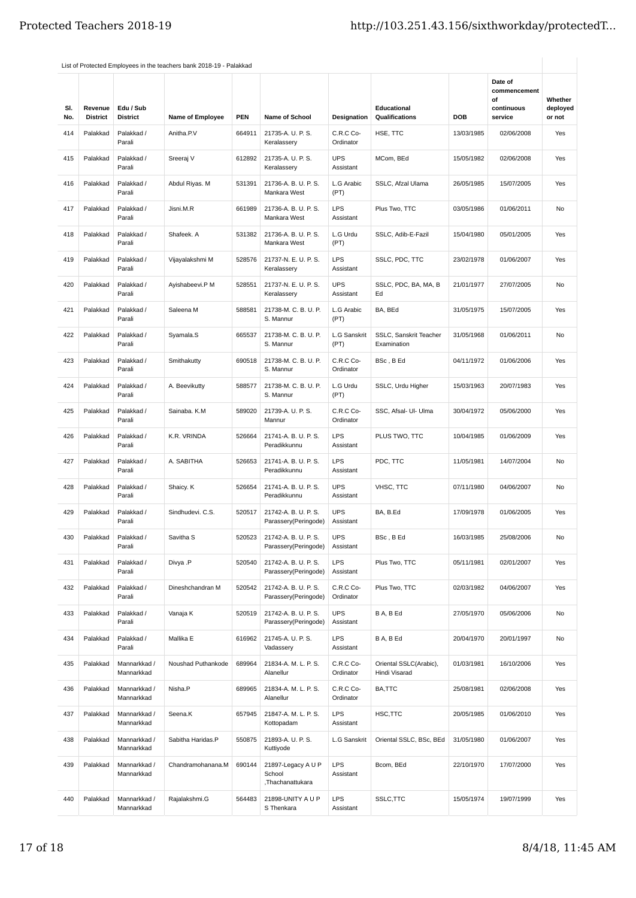List of Protected Employees in the teachers bank 2018-19 - Palakkad

| Sl. No. | Revenue District | Edu / Sub District | Name of Employee | PEN | Name of School | Designation | Educational Qualifications | DOB | Date of commencement of continuous service | Whether deployed or not |
|---|---|---|---|---|---|---|---|---|---|---|
| 414 | Palakkad | Palakkad / Parali | Anitha.P.V | 664911 | 21735-A. U. P. S. Keralassery | C.R.C Co-Ordinator | HSE, TTC | 13/03/1985 | 02/06/2008 | Yes |
| 415 | Palakkad | Palakkad / Parali | Sreeraj V | 612892 | 21735-A. U. P. S. Keralassery | UPS Assistant | MCom, BEd | 15/05/1982 | 02/06/2008 | Yes |
| 416 | Palakkad | Palakkad / Parali | Abdul Riyas. M | 531391 | 21736-A. B. U. P. S. Mankara West | L.G Arabic (PT) | SSLC, Afzal Ulama | 26/05/1985 | 15/07/2005 | Yes |
| 417 | Palakkad | Palakkad / Parali | Jisni.M.R | 661989 | 21736-A. B. U. P. S. Mankara West | LPS Assistant | Plus Two, TTC | 03/05/1986 | 01/06/2011 | No |
| 418 | Palakkad | Palakkad / Parali | Shafeek. A | 531382 | 21736-A. B. U. P. S. Mankara West | L.G Urdu (PT) | SSLC, Adib-E-Fazil | 15/04/1980 | 05/01/2005 | Yes |
| 419 | Palakkad | Palakkad / Parali | Vijayalakshmi M | 528576 | 21737-N. E. U. P. S. Keralassery | LPS Assistant | SSLC, PDC, TTC | 23/02/1978 | 01/06/2007 | Yes |
| 420 | Palakkad | Palakkad / Parali | Ayishabeevi.P M | 528551 | 21737-N. E. U. P. S. Keralassery | UPS Assistant | SSLC, PDC, BA, MA, B Ed | 21/01/1977 | 27/07/2005 | No |
| 421 | Palakkad | Palakkad / Parali | Saleena M | 588581 | 21738-M. C. B. U. P. S. Mannur | L.G Arabic (PT) | BA, BEd | 31/05/1975 | 15/07/2005 | Yes |
| 422 | Palakkad | Palakkad / Parali | Syamala.S | 665537 | 21738-M. C. B. U. P. S. Mannur | L.G Sanskrit (PT) | SSLC, Sanskrit Teacher Examination | 31/05/1968 | 01/06/2011 | No |
| 423 | Palakkad | Palakkad / Parali | Smithakutty | 690518 | 21738-M. C. B. U. P. S. Mannur | C.R.C Co-Ordinator | BSc , B Ed | 04/11/1972 | 01/06/2006 | Yes |
| 424 | Palakkad | Palakkad / Parali | A. Beevikutty | 588577 | 21738-M. C. B. U. P. S. Mannur | L.G Urdu (PT) | SSLC, Urdu Higher | 15/03/1963 | 20/07/1983 | Yes |
| 425 | Palakkad | Palakkad / Parali | Sainaba. K.M | 589020 | 21739-A. U. P. S. Mannur | C.R.C Co-Ordinator | SSC, Afsal- Ul- Ulma | 30/04/1972 | 05/06/2000 | Yes |
| 426 | Palakkad | Palakkad / Parali | K.R. VRINDA | 526664 | 21741-A. B. U. P. S. Peradikkunnu | LPS Assistant | PLUS TWO, TTC | 10/04/1985 | 01/06/2009 | Yes |
| 427 | Palakkad | Palakkad / Parali | A. SABITHA | 526653 | 21741-A. B. U. P. S. Peradikkunnu | LPS Assistant | PDC, TTC | 11/05/1981 | 14/07/2004 | No |
| 428 | Palakkad | Palakkad / Parali | Shaicy. K | 526654 | 21741-A. B. U. P. S. Peradikkunnu | UPS Assistant | VHSC, TTC | 07/11/1980 | 04/06/2007 | No |
| 429 | Palakkad | Palakkad / Parali | Sindhudevi. C.S. | 520517 | 21742-A. B. U. P. S. Parassery(Peringode) | UPS Assistant | BA, B.Ed | 17/09/1978 | 01/06/2005 | Yes |
| 430 | Palakkad | Palakkad / Parali | Savitha S | 520523 | 21742-A. B. U. P. S. Parassery(Peringode) | UPS Assistant | BSc , B Ed | 16/03/1985 | 25/08/2006 | No |
| 431 | Palakkad | Palakkad / Parali | Divya .P | 520540 | 21742-A. B. U. P. S. Parassery(Peringode) | LPS Assistant | Plus Two, TTC | 05/11/1981 | 02/01/2007 | Yes |
| 432 | Palakkad | Palakkad / Parali | Dineshchandran M | 520542 | 21742-A. B. U. P. S. Parassery(Peringode) | C.R.C Co-Ordinator | Plus Two, TTC | 02/03/1982 | 04/06/2007 | Yes |
| 433 | Palakkad | Palakkad / Parali | Vanaja K | 520519 | 21742-A. B. U. P. S. Parassery(Peringode) | UPS Assistant | B A, B Ed | 27/05/1970 | 05/06/2006 | No |
| 434 | Palakkad | Palakkad / Parali | Mallika E | 616962 | 21745-A. U. P. S. Vadassery | LPS Assistant | B A, B Ed | 20/04/1970 | 20/01/1997 | No |
| 435 | Palakkad | Mannarkkad / Mannarkkad | Noushad Puthankode | 689964 | 21834-A. M. L. P. S. Alanellur | C.R.C Co-Ordinator | Oriental SSLC(Arabic), Hindi Visarad | 01/03/1981 | 16/10/2006 | Yes |
| 436 | Palakkad | Mannarkkad / Mannarkkad | Nisha.P | 689965 | 21834-A. M. L. P. S. Alanellur | C.R.C Co-Ordinator | BA,TTC | 25/08/1981 | 02/06/2008 | Yes |
| 437 | Palakkad | Mannarkkad / Mannarkkad | Seena.K | 657945 | 21847-A. M. L. P. S. Kottopadam | LPS Assistant | HSC,TTC | 20/05/1985 | 01/06/2010 | Yes |
| 438 | Palakkad | Mannarkkad / Mannarkkad | Sabitha Haridas.P | 550875 | 21893-A. U. P. S. Kuttiyode | L.G Sanskrit | Oriental SSLC, BSc, BEd | 31/05/1980 | 01/06/2007 | Yes |
| 439 | Palakkad | Mannarkkad / Mannarkkad | Chandramohanana.M | 690144 | 21897-Legacy A U P School ,Thachanattukara | LPS Assistant | Bcom, BEd | 22/10/1970 | 17/07/2000 | Yes |
| 440 | Palakkad | Mannarkkad / Mannarkkad | Rajalakshmi.G | 564483 | 21898-UNITY A U P S Thenkara | LPS Assistant | SSLC,TTC | 15/05/1974 | 19/07/1999 | Yes |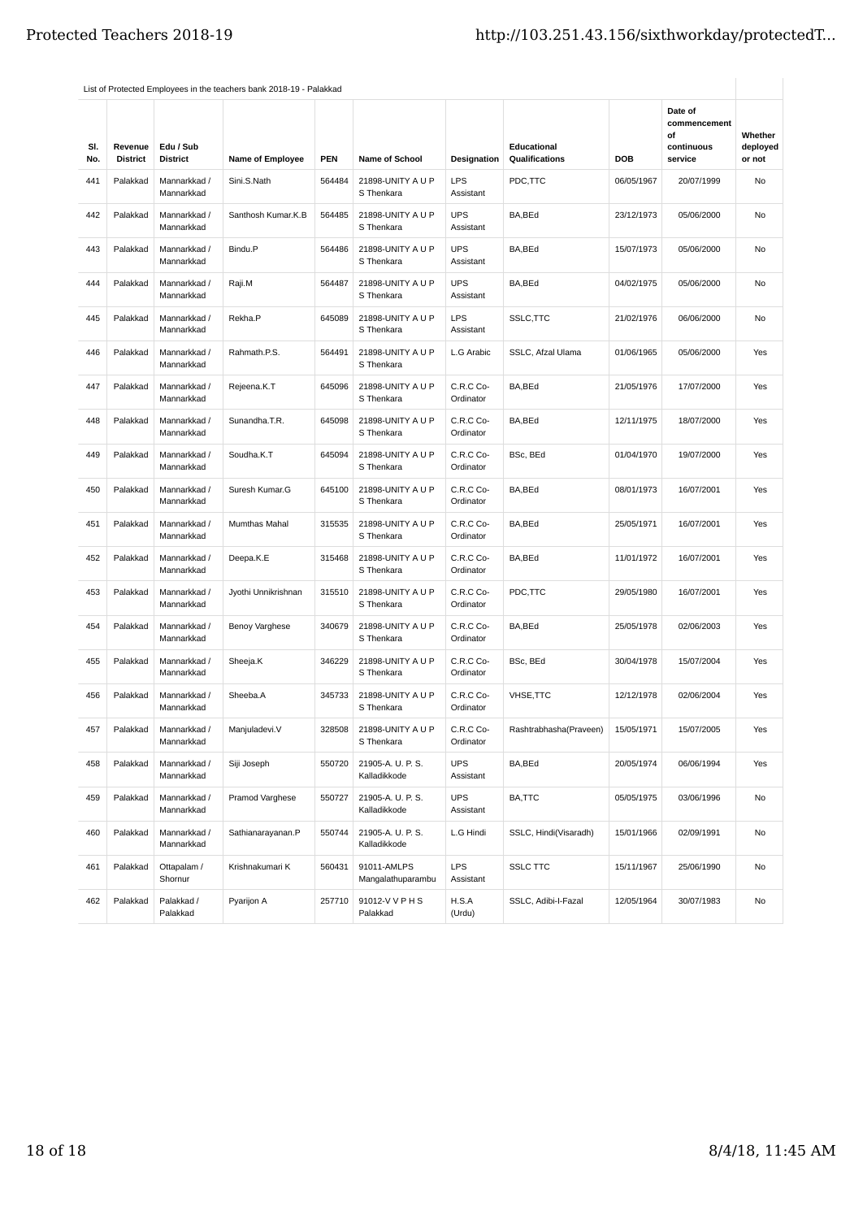List of Protected Employees in the teachers bank 2018-19 - Palakkad

| Sl. No. | Revenue District | Edu / Sub District | Name of Employee | PEN | Name of School | Designation | Educational Qualifications | DOB | Date of commencement of continuous service | Whether deployed or not |
|---|---|---|---|---|---|---|---|---|---|---|
| 441 | Palakkad | Mannarkkad / Mannarkkad | Sini.S.Nath | 564484 | 21898-UNITY A U P S Thenkara | LPS Assistant | PDC,TTC | 06/05/1967 | 20/07/1999 | No |
| 442 | Palakkad | Mannarkkad / Mannarkkad | Santhosh Kumar.K.B | 564485 | 21898-UNITY A U P S Thenkara | UPS Assistant | BA,BEd | 23/12/1973 | 05/06/2000 | No |
| 443 | Palakkad | Mannarkkad / Mannarkkad | Bindu.P | 564486 | 21898-UNITY A U P S Thenkara | UPS Assistant | BA,BEd | 15/07/1973 | 05/06/2000 | No |
| 444 | Palakkad | Mannarkkad / Mannarkkad | Raji.M | 564487 | 21898-UNITY A U P S Thenkara | UPS Assistant | BA,BEd | 04/02/1975 | 05/06/2000 | No |
| 445 | Palakkad | Mannarkkad / Mannarkkad | Rekha.P | 645089 | 21898-UNITY A U P S Thenkara | LPS Assistant | SSLC,TTC | 21/02/1976 | 06/06/2000 | No |
| 446 | Palakkad | Mannarkkad / Mannarkkad | Rahmath.P.S. | 564491 | 21898-UNITY A U P S Thenkara | L.G Arabic | SSLC, Afzal Ulama | 01/06/1965 | 05/06/2000 | Yes |
| 447 | Palakkad | Mannarkkad / Mannarkkad | Rejeena.K.T | 645096 | 21898-UNITY A U P S Thenkara | C.R.C Co-Ordinator | BA,BEd | 21/05/1976 | 17/07/2000 | Yes |
| 448 | Palakkad | Mannarkkad / Mannarkkad | Sunandha.T.R. | 645098 | 21898-UNITY A U P S Thenkara | C.R.C Co-Ordinator | BA,BEd | 12/11/1975 | 18/07/2000 | Yes |
| 449 | Palakkad | Mannarkkad / Mannarkkad | Soudha.K.T | 645094 | 21898-UNITY A U P S Thenkara | C.R.C Co-Ordinator | BSc, BEd | 01/04/1970 | 19/07/2000 | Yes |
| 450 | Palakkad | Mannarkkad / Mannarkkad | Suresh Kumar.G | 645100 | 21898-UNITY A U P S Thenkara | C.R.C Co-Ordinator | BA,BEd | 08/01/1973 | 16/07/2001 | Yes |
| 451 | Palakkad | Mannarkkad / Mannarkkad | Mumthas Mahal | 315535 | 21898-UNITY A U P S Thenkara | C.R.C Co-Ordinator | BA,BEd | 25/05/1971 | 16/07/2001 | Yes |
| 452 | Palakkad | Mannarkkad / Mannarkkad | Deepa.K.E | 315468 | 21898-UNITY A U P S Thenkara | C.R.C Co-Ordinator | BA,BEd | 11/01/1972 | 16/07/2001 | Yes |
| 453 | Palakkad | Mannarkkad / Mannarkkad | Jyothi Unnikrishnan | 315510 | 21898-UNITY A U P S Thenkara | C.R.C Co-Ordinator | PDC,TTC | 29/05/1980 | 16/07/2001 | Yes |
| 454 | Palakkad | Mannarkkad / Mannarkkad | Benoy Varghese | 340679 | 21898-UNITY A U P S Thenkara | C.R.C Co-Ordinator | BA,BEd | 25/05/1978 | 02/06/2003 | Yes |
| 455 | Palakkad | Mannarkkad / Mannarkkad | Sheeja.K | 346229 | 21898-UNITY A U P S Thenkara | C.R.C Co-Ordinator | BSc, BEd | 30/04/1978 | 15/07/2004 | Yes |
| 456 | Palakkad | Mannarkkad / Mannarkkad | Sheeba.A | 345733 | 21898-UNITY A U P S Thenkara | C.R.C Co-Ordinator | VHSE,TTC | 12/12/1978 | 02/06/2004 | Yes |
| 457 | Palakkad | Mannarkkad / Mannarkkad | Manjuladevi.V | 328508 | 21898-UNITY A U P S Thenkara | C.R.C Co-Ordinator | Rashtrabhasha(Praveen) | 15/05/1971 | 15/07/2005 | Yes |
| 458 | Palakkad | Mannarkkad / Mannarkkad | Siji Joseph | 550720 | 21905-A. U. P. S. Kalladikkode | UPS Assistant | BA,BEd | 20/05/1974 | 06/06/1994 | Yes |
| 459 | Palakkad | Mannarkkad / Mannarkkad | Pramod Varghese | 550727 | 21905-A. U. P. S. Kalladikkode | UPS Assistant | BA,TTC | 05/05/1975 | 03/06/1996 | No |
| 460 | Palakkad | Mannarkkad / Mannarkkad | Sathianarayanan.P | 550744 | 21905-A. U. P. S. Kalladikkode | L.G Hindi | SSLC, Hindi(Visaradh) | 15/01/1966 | 02/09/1991 | No |
| 461 | Palakkad | Ottapalam / Shornur | Krishnakumari K | 560431 | 91011-AMLPS Mangalathuparambu | LPS Assistant | SSLC TTC | 15/11/1967 | 25/06/1990 | No |
| 462 | Palakkad | Palakkad / Palakkad | Pyarijon A | 257710 | 91012-V V P H S Palakkad | H.S.A (Urdu) | SSLC, Adibi-I-Fazal | 12/05/1964 | 30/07/1983 | No |